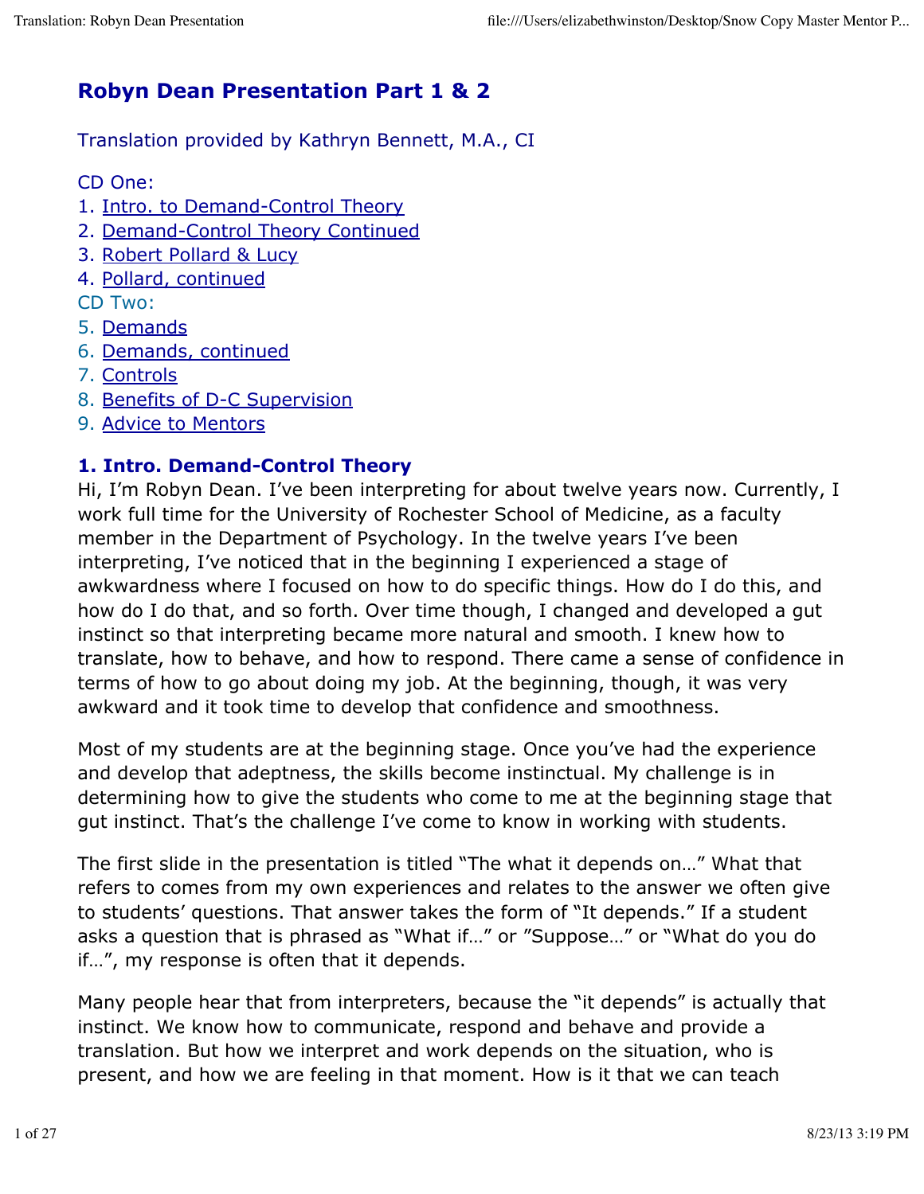# Robyn Dean Presentation Part 1 & 2

Translation provided by Kathryn Bennett, M.A., CI

CD One:
1. Intro. to Demand-Control Theory
2. Demand-Control Theory Continued
3. Robert Pollard & Lucy
4. Pollard, continued

CD Two:

5. Demands
6. Demands, continued
7. Controls
8. Benefits of D-C Supervision
9. Advice to Mentors

## 1. Intro. Demand-Control Theory

Hi, I'm Robyn Dean. I've been interpreting for about twelve years now. Currently, I work full time for the University of Rochester School of Medicine, as a faculty member in the Department of Psychology. In the twelve years I've been interpreting, I've noticed that in the beginning I experienced a stage of awkwardness where I focused on how to do specific things. How do I do this, and how do I do that, and so forth. Over time though, I changed and developed a gut instinct so that interpreting became more natural and smooth. I knew how to translate, how to behave, and how to respond. There came a sense of confidence in terms of how to go about doing my job. At the beginning, though, it was very awkward and it took time to develop that confidence and smoothness.

Most of my students are at the beginning stage. Once you've had the experience and develop that adeptness, the skills become instinctual. My challenge is in determining how to give the students who come to me at the beginning stage that gut instinct. That's the challenge I've come to know in working with students.

The first slide in the presentation is titled "The what it depends on…" What that refers to comes from my own experiences and relates to the answer we often give to students' questions. That answer takes the form of "It depends." If a student asks a question that is phrased as "What if…" or "Suppose…" or "What do you do if…", my response is often that it depends.

Many people hear that from interpreters, because the "it depends" is actually that instinct. We know how to communicate, respond and behave and provide a translation. But how we interpret and work depends on the situation, who is present, and how we are feeling in that moment. How is it that we can teach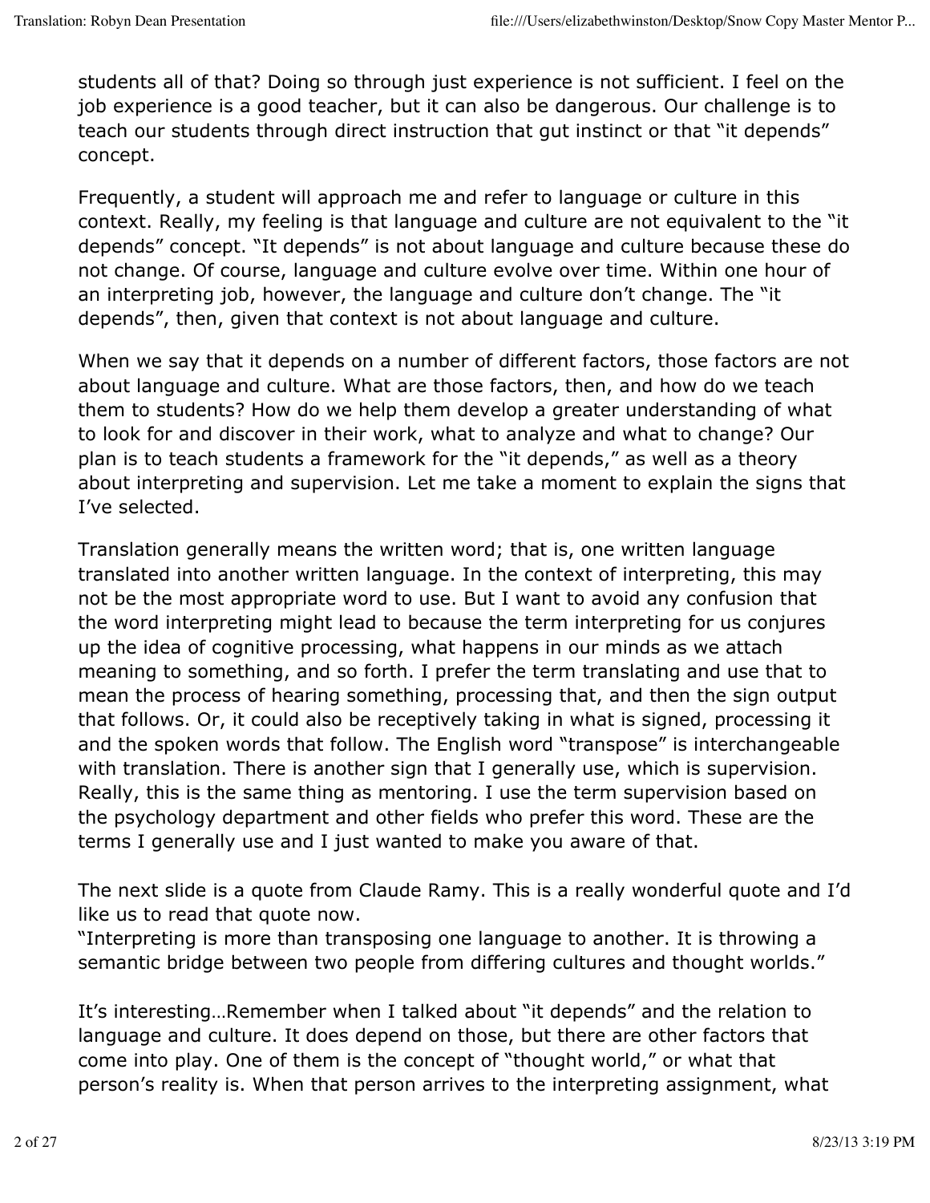students all of that? Doing so through just experience is not sufficient. I feel on the job experience is a good teacher, but it can also be dangerous. Our challenge is to teach our students through direct instruction that gut instinct or that "it depends" concept.

Frequently, a student will approach me and refer to language or culture in this context. Really, my feeling is that language and culture are not equivalent to the "it depends" concept. "It depends" is not about language and culture because these do not change. Of course, language and culture evolve over time. Within one hour of an interpreting job, however, the language and culture don't change. The "it depends", then, given that context is not about language and culture.

When we say that it depends on a number of different factors, those factors are not about language and culture. What are those factors, then, and how do we teach them to students? How do we help them develop a greater understanding of what to look for and discover in their work, what to analyze and what to change? Our plan is to teach students a framework for the "it depends," as well as a theory about interpreting and supervision. Let me take a moment to explain the signs that I've selected.

Translation generally means the written word; that is, one written language translated into another written language. In the context of interpreting, this may not be the most appropriate word to use. But I want to avoid any confusion that the word interpreting might lead to because the term interpreting for us conjures up the idea of cognitive processing, what happens in our minds as we attach meaning to something, and so forth. I prefer the term translating and use that to mean the process of hearing something, processing that, and then the sign output that follows. Or, it could also be receptively taking in what is signed, processing it and the spoken words that follow. The English word "transpose" is interchangeable with translation. There is another sign that I generally use, which is supervision. Really, this is the same thing as mentoring. I use the term supervision based on the psychology department and other fields who prefer this word. These are the terms I generally use and I just wanted to make you aware of that.

The next slide is a quote from Claude Ramy. This is a really wonderful quote and I'd like us to read that quote now.
"Interpreting is more than transposing one language to another. It is throwing a semantic bridge between two people from differing cultures and thought worlds."

It's interesting…Remember when I talked about "it depends" and the relation to language and culture. It does depend on those, but there are other factors that come into play. One of them is the concept of "thought world," or what that person's reality is. When that person arrives to the interpreting assignment, what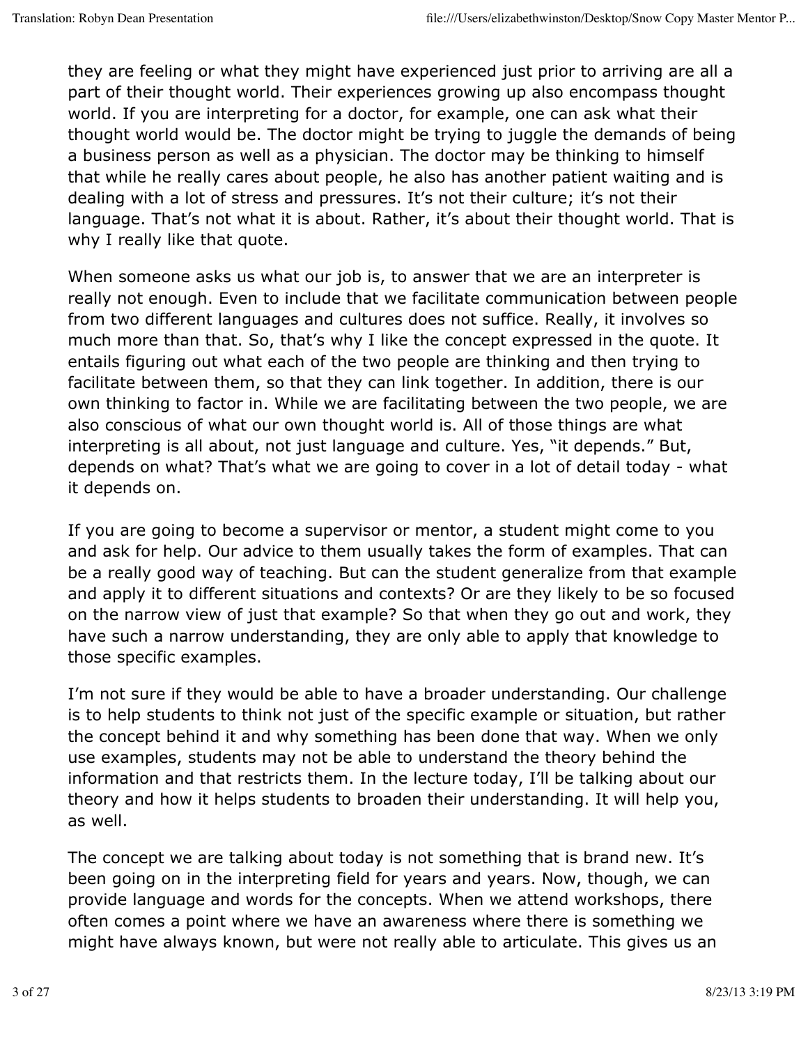they are feeling or what they might have experienced just prior to arriving are all a part of their thought world. Their experiences growing up also encompass thought world. If you are interpreting for a doctor, for example, one can ask what their thought world would be. The doctor might be trying to juggle the demands of being a business person as well as a physician. The doctor may be thinking to himself that while he really cares about people, he also has another patient waiting and is dealing with a lot of stress and pressures. It's not their culture; it's not their language. That's not what it is about. Rather, it's about their thought world. That is why I really like that quote.

When someone asks us what our job is, to answer that we are an interpreter is really not enough. Even to include that we facilitate communication between people from two different languages and cultures does not suffice. Really, it involves so much more than that. So, that's why I like the concept expressed in the quote. It entails figuring out what each of the two people are thinking and then trying to facilitate between them, so that they can link together. In addition, there is our own thinking to factor in. While we are facilitating between the two people, we are also conscious of what our own thought world is. All of those things are what interpreting is all about, not just language and culture. Yes, "it depends." But, depends on what? That's what we are going to cover in a lot of detail today - what it depends on.

If you are going to become a supervisor or mentor, a student might come to you and ask for help. Our advice to them usually takes the form of examples. That can be a really good way of teaching. But can the student generalize from that example and apply it to different situations and contexts? Or are they likely to be so focused on the narrow view of just that example? So that when they go out and work, they have such a narrow understanding, they are only able to apply that knowledge to those specific examples.

I'm not sure if they would be able to have a broader understanding. Our challenge is to help students to think not just of the specific example or situation, but rather the concept behind it and why something has been done that way. When we only use examples, students may not be able to understand the theory behind the information and that restricts them. In the lecture today, I'll be talking about our theory and how it helps students to broaden their understanding. It will help you, as well.

The concept we are talking about today is not something that is brand new. It's been going on in the interpreting field for years and years. Now, though, we can provide language and words for the concepts. When we attend workshops, there often comes a point where we have an awareness where there is something we might have always known, but were not really able to articulate. This gives us an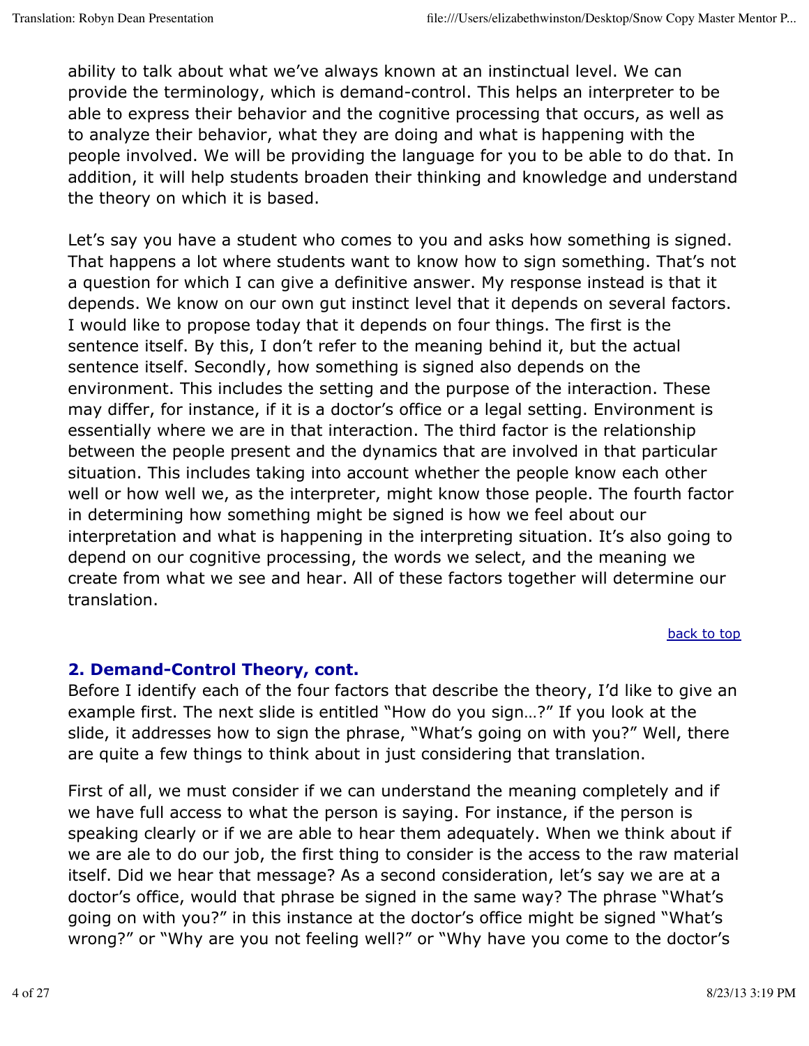ability to talk about what we've always known at an instinctual level. We can provide the terminology, which is demand-control. This helps an interpreter to be able to express their behavior and the cognitive processing that occurs, as well as to analyze their behavior, what they are doing and what is happening with the people involved. We will be providing the language for you to be able to do that. In addition, it will help students broaden their thinking and knowledge and understand the theory on which it is based.

Let's say you have a student who comes to you and asks how something is signed. That happens a lot where students want to know how to sign something. That's not a question for which I can give a definitive answer. My response instead is that it depends. We know on our own gut instinct level that it depends on several factors. I would like to propose today that it depends on four things. The first is the sentence itself. By this, I don't refer to the meaning behind it, but the actual sentence itself. Secondly, how something is signed also depends on the environment. This includes the setting and the purpose of the interaction. These may differ, for instance, if it is a doctor's office or a legal setting. Environment is essentially where we are in that interaction. The third factor is the relationship between the people present and the dynamics that are involved in that particular situation. This includes taking into account whether the people know each other well or how well we, as the interpreter, might know those people. The fourth factor in determining how something might be signed is how we feel about our interpretation and what is happening in the interpreting situation. It's also going to depend on our cognitive processing, the words we select, and the meaning we create from what we see and hear. All of these factors together will determine our translation.

back to top

## 2. Demand-Control Theory, cont.

Before I identify each of the four factors that describe the theory, I'd like to give an example first. The next slide is entitled "How do you sign…?" If you look at the slide, it addresses how to sign the phrase, "What's going on with you?" Well, there are quite a few things to think about in just considering that translation.

First of all, we must consider if we can understand the meaning completely and if we have full access to what the person is saying. For instance, if the person is speaking clearly or if we are able to hear them adequately. When we think about if we are ale to do our job, the first thing to consider is the access to the raw material itself. Did we hear that message? As a second consideration, let's say we are at a doctor's office, would that phrase be signed in the same way? The phrase "What's going on with you?" in this instance at the doctor's office might be signed "What's wrong?" or "Why are you not feeling well?" or "Why have you come to the doctor's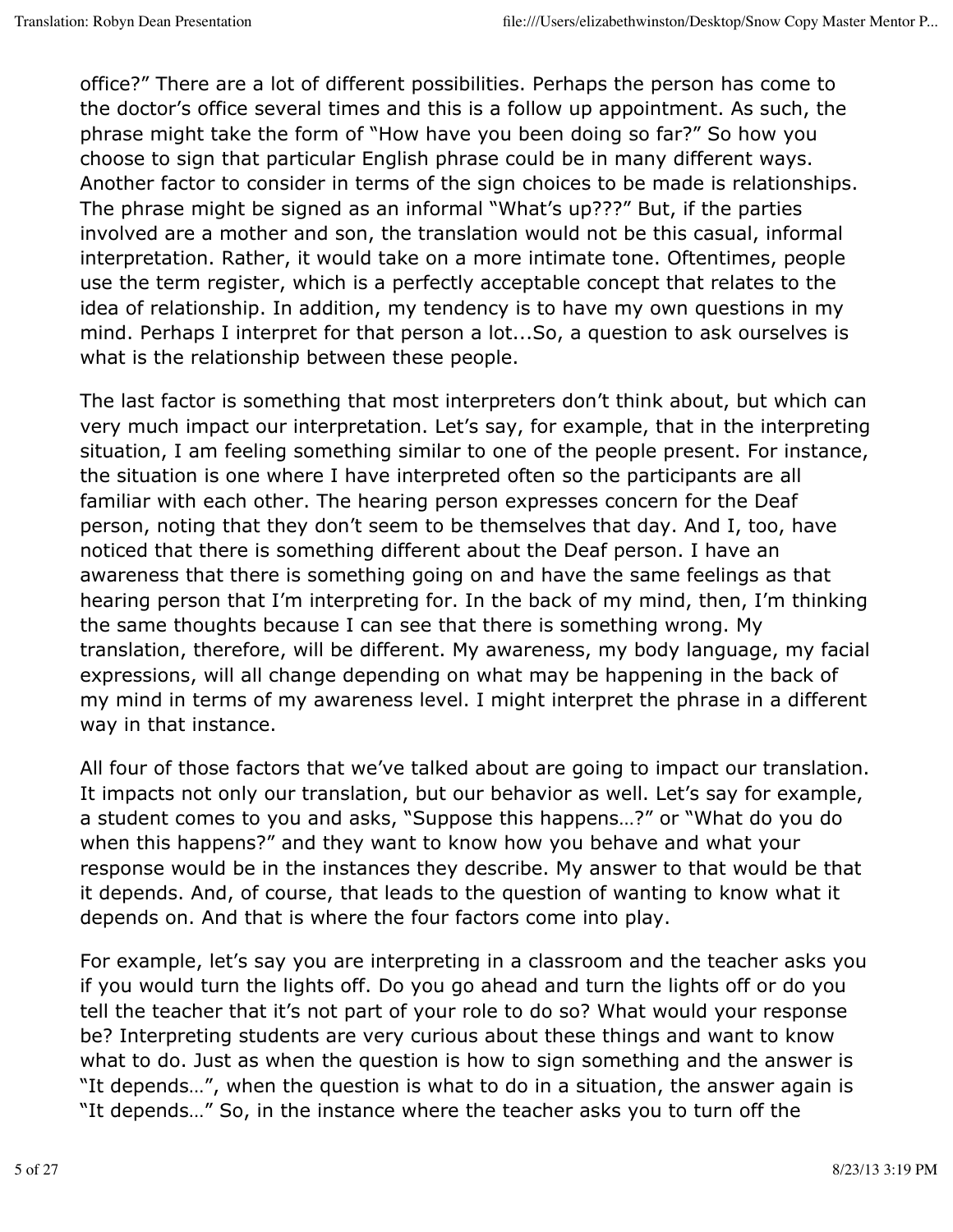office?" There are a lot of different possibilities. Perhaps the person has come to the doctor's office several times and this is a follow up appointment. As such, the phrase might take the form of "How have you been doing so far?" So how you choose to sign that particular English phrase could be in many different ways. Another factor to consider in terms of the sign choices to be made is relationships. The phrase might be signed as an informal "What's up???" But, if the parties involved are a mother and son, the translation would not be this casual, informal interpretation. Rather, it would take on a more intimate tone. Oftentimes, people use the term register, which is a perfectly acceptable concept that relates to the idea of relationship. In addition, my tendency is to have my own questions in my mind. Perhaps I interpret for that person a lot...So, a question to ask ourselves is what is the relationship between these people.

The last factor is something that most interpreters don't think about, but which can very much impact our interpretation. Let's say, for example, that in the interpreting situation, I am feeling something similar to one of the people present. For instance, the situation is one where I have interpreted often so the participants are all familiar with each other. The hearing person expresses concern for the Deaf person, noting that they don't seem to be themselves that day. And I, too, have noticed that there is something different about the Deaf person. I have an awareness that there is something going on and have the same feelings as that hearing person that I'm interpreting for. In the back of my mind, then, I'm thinking the same thoughts because I can see that there is something wrong. My translation, therefore, will be different. My awareness, my body language, my facial expressions, will all change depending on what may be happening in the back of my mind in terms of my awareness level. I might interpret the phrase in a different way in that instance.

All four of those factors that we've talked about are going to impact our translation. It impacts not only our translation, but our behavior as well. Let's say for example, a student comes to you and asks, "Suppose this happens…?" or "What do you do when this happens?" and they want to know how you behave and what your response would be in the instances they describe. My answer to that would be that it depends. And, of course, that leads to the question of wanting to know what it depends on. And that is where the four factors come into play.

For example, let's say you are interpreting in a classroom and the teacher asks you if you would turn the lights off. Do you go ahead and turn the lights off or do you tell the teacher that it's not part of your role to do so? What would your response be? Interpreting students are very curious about these things and want to know what to do. Just as when the question is how to sign something and the answer is "It depends…", when the question is what to do in a situation, the answer again is "It depends…" So, in the instance where the teacher asks you to turn off the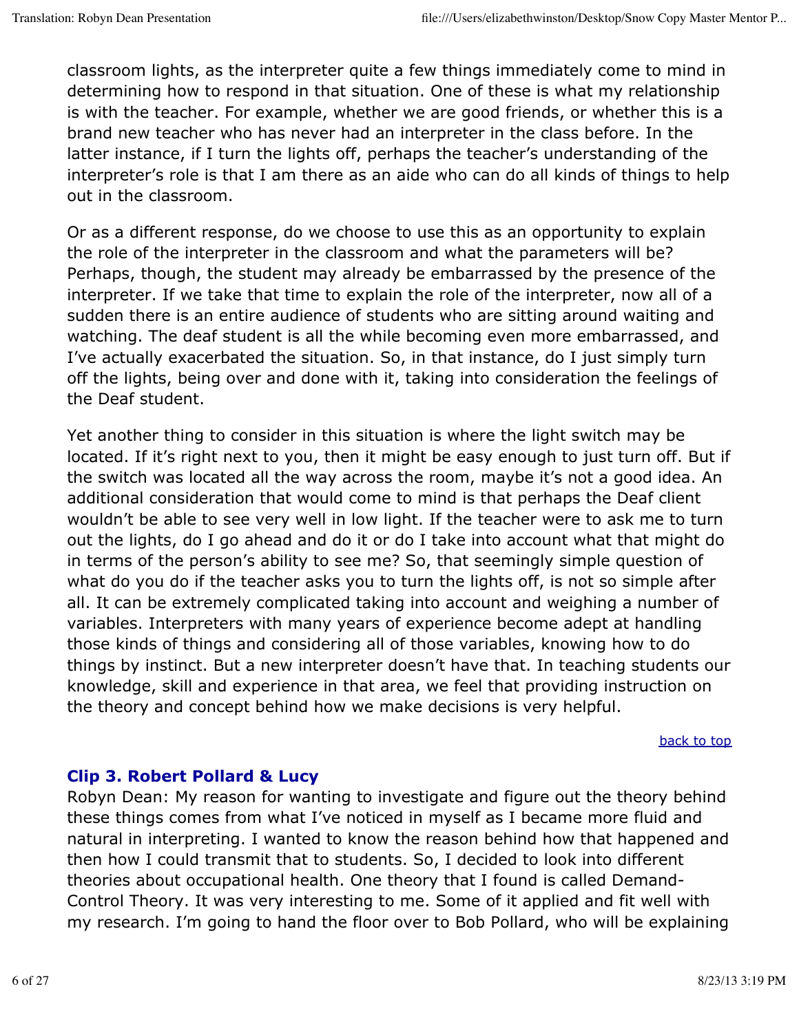classroom lights, as the interpreter quite a few things immediately come to mind in determining how to respond in that situation. One of these is what my relationship is with the teacher. For example, whether we are good friends, or whether this is a brand new teacher who has never had an interpreter in the class before. In the latter instance, if I turn the lights off, perhaps the teacher's understanding of the interpreter's role is that I am there as an aide who can do all kinds of things to help out in the classroom.

Or as a different response, do we choose to use this as an opportunity to explain the role of the interpreter in the classroom and what the parameters will be? Perhaps, though, the student may already be embarrassed by the presence of the interpreter. If we take that time to explain the role of the interpreter, now all of a sudden there is an entire audience of students who are sitting around waiting and watching. The deaf student is all the while becoming even more embarrassed, and I've actually exacerbated the situation. So, in that instance, do I just simply turn off the lights, being over and done with it, taking into consideration the feelings of the Deaf student.

Yet another thing to consider in this situation is where the light switch may be located. If it's right next to you, then it might be easy enough to just turn off. But if the switch was located all the way across the room, maybe it's not a good idea. An additional consideration that would come to mind is that perhaps the Deaf client wouldn't be able to see very well in low light. If the teacher were to ask me to turn out the lights, do I go ahead and do it or do I take into account what that might do in terms of the person's ability to see me? So, that seemingly simple question of what do you do if the teacher asks you to turn the lights off, is not so simple after all. It can be extremely complicated taking into account and weighing a number of variables. Interpreters with many years of experience become adept at handling those kinds of things and considering all of those variables, knowing how to do things by instinct. But a new interpreter doesn't have that. In teaching students our knowledge, skill and experience in that area, we feel that providing instruction on the theory and concept behind how we make decisions is very helpful.

back to top

### Clip 3. Robert Pollard & Lucy

Robyn Dean: My reason for wanting to investigate and figure out the theory behind these things comes from what I've noticed in myself as I became more fluid and natural in interpreting. I wanted to know the reason behind how that happened and then how I could transmit that to students. So, I decided to look into different theories about occupational health. One theory that I found is called Demand-Control Theory. It was very interesting to me. Some of it applied and fit well with my research. I'm going to hand the floor over to Bob Pollard, who will be explaining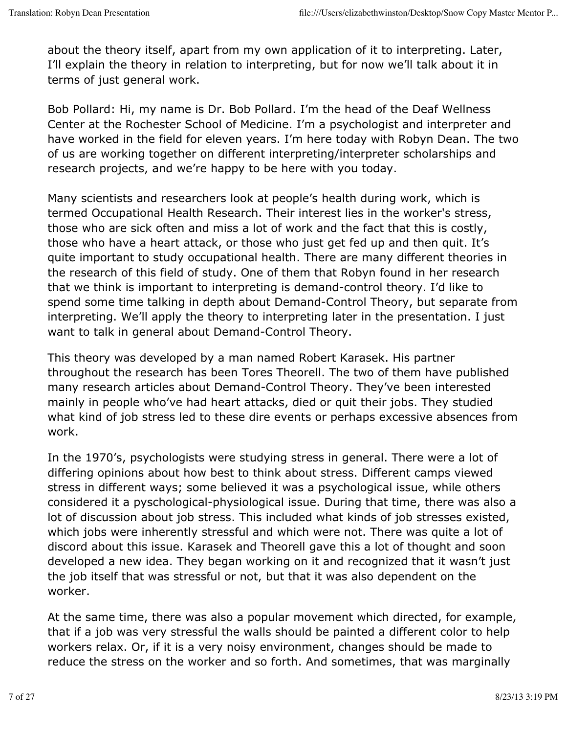about the theory itself, apart from my own application of it to interpreting. Later, I'll explain the theory in relation to interpreting, but for now we'll talk about it in terms of just general work.

Bob Pollard: Hi, my name is Dr. Bob Pollard. I'm the head of the Deaf Wellness Center at the Rochester School of Medicine. I'm a psychologist and interpreter and have worked in the field for eleven years. I'm here today with Robyn Dean. The two of us are working together on different interpreting/interpreter scholarships and research projects, and we're happy to be here with you today.

Many scientists and researchers look at people's health during work, which is termed Occupational Health Research. Their interest lies in the worker's stress, those who are sick often and miss a lot of work and the fact that this is costly, those who have a heart attack, or those who just get fed up and then quit. It's quite important to study occupational health. There are many different theories in the research of this field of study. One of them that Robyn found in her research that we think is important to interpreting is demand-control theory. I'd like to spend some time talking in depth about Demand-Control Theory, but separate from interpreting. We'll apply the theory to interpreting later in the presentation. I just want to talk in general about Demand-Control Theory.

This theory was developed by a man named Robert Karasek. His partner throughout the research has been Tores Theorell. The two of them have published many research articles about Demand-Control Theory. They've been interested mainly in people who've had heart attacks, died or quit their jobs. They studied what kind of job stress led to these dire events or perhaps excessive absences from work.

In the 1970's, psychologists were studying stress in general. There were a lot of differing opinions about how best to think about stress. Different camps viewed stress in different ways; some believed it was a psychological issue, while others considered it a pyschological-physiological issue. During that time, there was also a lot of discussion about job stress. This included what kinds of job stresses existed, which jobs were inherently stressful and which were not. There was quite a lot of discord about this issue. Karasek and Theorell gave this a lot of thought and soon developed a new idea. They began working on it and recognized that it wasn't just the job itself that was stressful or not, but that it was also dependent on the worker.

At the same time, there was also a popular movement which directed, for example, that if a job was very stressful the walls should be painted a different color to help workers relax. Or, if it is a very noisy environment, changes should be made to reduce the stress on the worker and so forth. And sometimes, that was marginally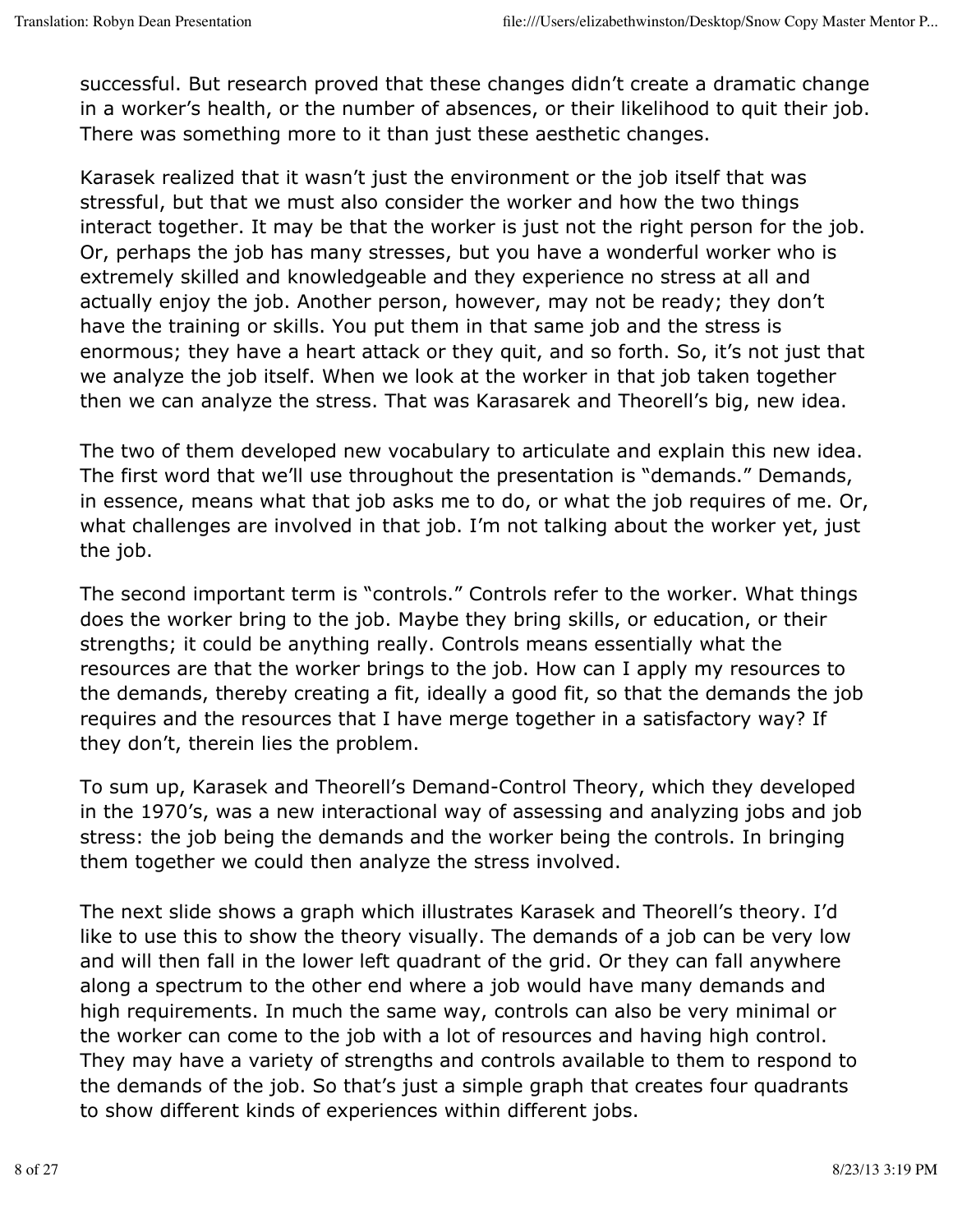successful. But research proved that these changes didn't create a dramatic change in a worker's health, or the number of absences, or their likelihood to quit their job. There was something more to it than just these aesthetic changes.

Karasek realized that it wasn't just the environment or the job itself that was stressful, but that we must also consider the worker and how the two things interact together. It may be that the worker is just not the right person for the job. Or, perhaps the job has many stresses, but you have a wonderful worker who is extremely skilled and knowledgeable and they experience no stress at all and actually enjoy the job. Another person, however, may not be ready; they don't have the training or skills. You put them in that same job and the stress is enormous; they have a heart attack or they quit, and so forth. So, it's not just that we analyze the job itself. When we look at the worker in that job taken together then we can analyze the stress. That was Karasarek and Theorell's big, new idea.

The two of them developed new vocabulary to articulate and explain this new idea. The first word that we'll use throughout the presentation is "demands." Demands, in essence, means what that job asks me to do, or what the job requires of me. Or, what challenges are involved in that job. I'm not talking about the worker yet, just the job.

The second important term is "controls." Controls refer to the worker. What things does the worker bring to the job. Maybe they bring skills, or education, or their strengths; it could be anything really. Controls means essentially what the resources are that the worker brings to the job. How can I apply my resources to the demands, thereby creating a fit, ideally a good fit, so that the demands the job requires and the resources that I have merge together in a satisfactory way? If they don't, therein lies the problem.

To sum up, Karasek and Theorell's Demand-Control Theory, which they developed in the 1970's, was a new interactional way of assessing and analyzing jobs and job stress: the job being the demands and the worker being the controls. In bringing them together we could then analyze the stress involved.

The next slide shows a graph which illustrates Karasek and Theorell's theory. I'd like to use this to show the theory visually. The demands of a job can be very low and will then fall in the lower left quadrant of the grid. Or they can fall anywhere along a spectrum to the other end where a job would have many demands and high requirements. In much the same way, controls can also be very minimal or the worker can come to the job with a lot of resources and having high control. They may have a variety of strengths and controls available to them to respond to the demands of the job. So that's just a simple graph that creates four quadrants to show different kinds of experiences within different jobs.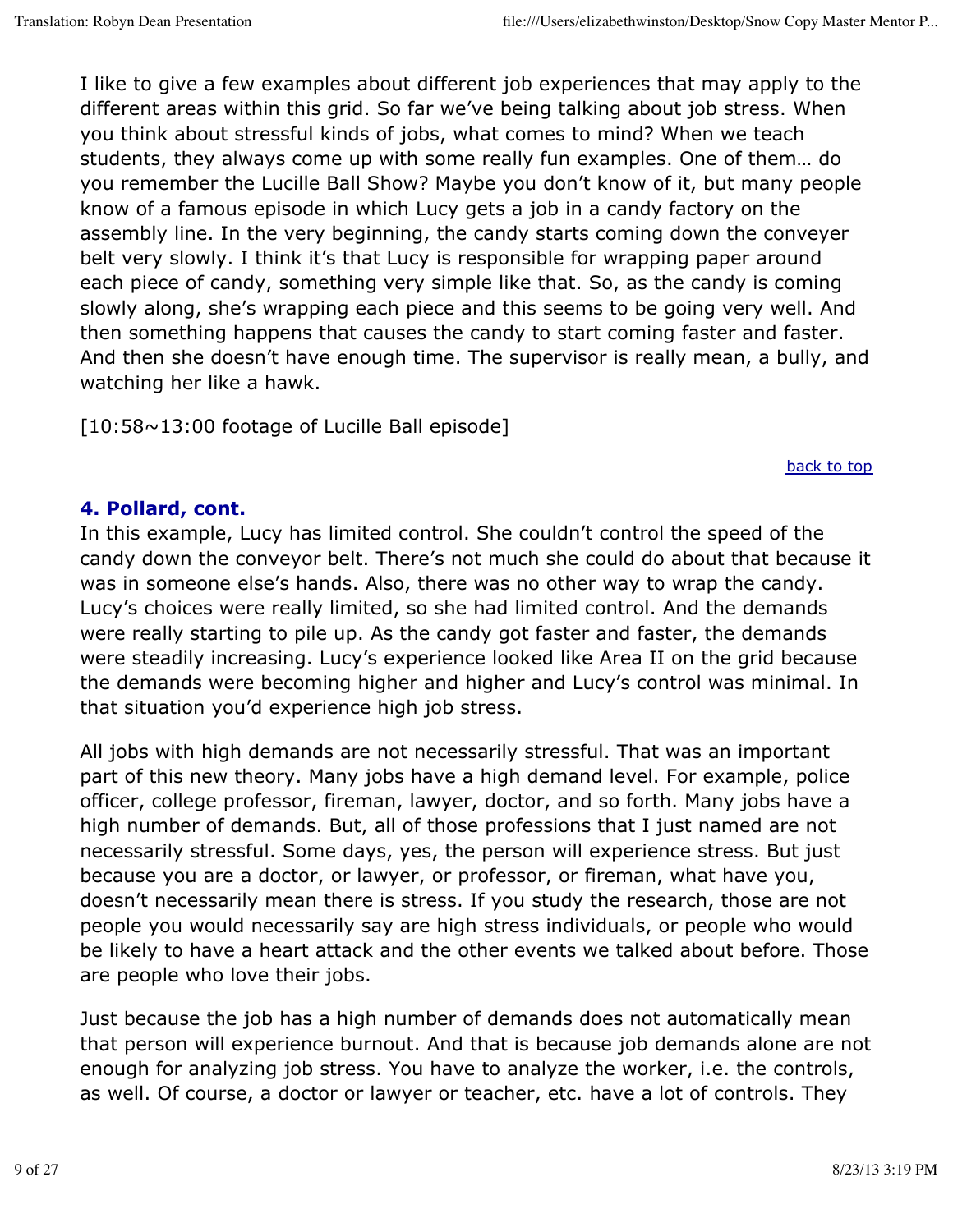I like to give a few examples about different job experiences that may apply to the different areas within this grid. So far we've being talking about job stress. When you think about stressful kinds of jobs, what comes to mind? When we teach students, they always come up with some really fun examples. One of them… do you remember the Lucille Ball Show? Maybe you don't know of it, but many people know of a famous episode in which Lucy gets a job in a candy factory on the assembly line. In the very beginning, the candy starts coming down the conveyer belt very slowly. I think it's that Lucy is responsible for wrapping paper around each piece of candy, something very simple like that. So, as the candy is coming slowly along, she's wrapping each piece and this seems to be going very well. And then something happens that causes the candy to start coming faster and faster. And then she doesn't have enough time. The supervisor is really mean, a bully, and watching her like a hawk.

[10:58~13:00 footage of Lucille Ball episode]

back to top

### 4. Pollard, cont.

In this example, Lucy has limited control. She couldn't control the speed of the candy down the conveyor belt. There's not much she could do about that because it was in someone else's hands. Also, there was no other way to wrap the candy. Lucy's choices were really limited, so she had limited control. And the demands were really starting to pile up. As the candy got faster and faster, the demands were steadily increasing. Lucy's experience looked like Area II on the grid because the demands were becoming higher and higher and Lucy's control was minimal. In that situation you'd experience high job stress.

All jobs with high demands are not necessarily stressful. That was an important part of this new theory. Many jobs have a high demand level. For example, police officer, college professor, fireman, lawyer, doctor, and so forth. Many jobs have a high number of demands. But, all of those professions that I just named are not necessarily stressful. Some days, yes, the person will experience stress. But just because you are a doctor, or lawyer, or professor, or fireman, what have you, doesn't necessarily mean there is stress. If you study the research, those are not people you would necessarily say are high stress individuals, or people who would be likely to have a heart attack and the other events we talked about before. Those are people who love their jobs.

Just because the job has a high number of demands does not automatically mean that person will experience burnout. And that is because job demands alone are not enough for analyzing job stress. You have to analyze the worker, i.e. the controls, as well. Of course, a doctor or lawyer or teacher, etc. have a lot of controls. They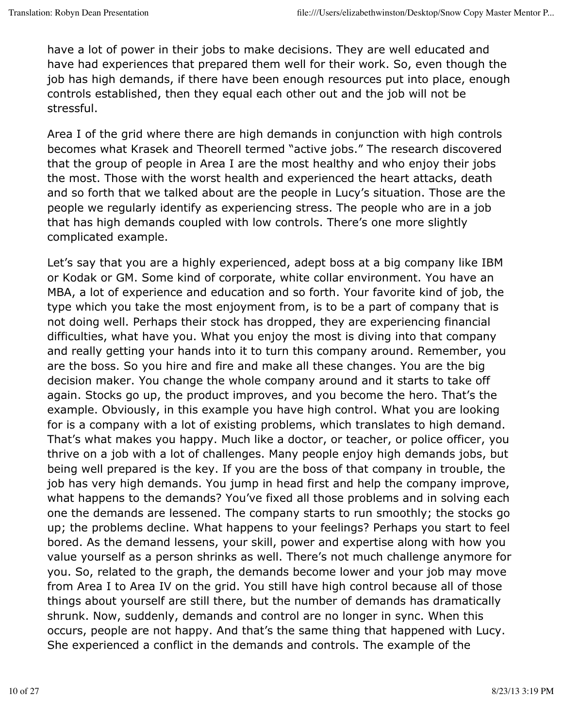have a lot of power in their jobs to make decisions. They are well educated and have had experiences that prepared them well for their work. So, even though the job has high demands, if there have been enough resources put into place, enough controls established, then they equal each other out and the job will not be stressful.

Area I of the grid where there are high demands in conjunction with high controls becomes what Krasek and Theorell termed "active jobs." The research discovered that the group of people in Area I are the most healthy and who enjoy their jobs the most. Those with the worst health and experienced the heart attacks, death and so forth that we talked about are the people in Lucy's situation. Those are the people we regularly identify as experiencing stress. The people who are in a job that has high demands coupled with low controls. There's one more slightly complicated example.

Let's say that you are a highly experienced, adept boss at a big company like IBM or Kodak or GM. Some kind of corporate, white collar environment. You have an MBA, a lot of experience and education and so forth. Your favorite kind of job, the type which you take the most enjoyment from, is to be a part of company that is not doing well. Perhaps their stock has dropped, they are experiencing financial difficulties, what have you. What you enjoy the most is diving into that company and really getting your hands into it to turn this company around. Remember, you are the boss. So you hire and fire and make all these changes. You are the big decision maker. You change the whole company around and it starts to take off again. Stocks go up, the product improves, and you become the hero. That's the example. Obviously, in this example you have high control. What you are looking for is a company with a lot of existing problems, which translates to high demand. That's what makes you happy. Much like a doctor, or teacher, or police officer, you thrive on a job with a lot of challenges. Many people enjoy high demands jobs, but being well prepared is the key. If you are the boss of that company in trouble, the job has very high demands. You jump in head first and help the company improve, what happens to the demands? You've fixed all those problems and in solving each one the demands are lessened. The company starts to run smoothly; the stocks go up; the problems decline. What happens to your feelings? Perhaps you start to feel bored. As the demand lessens, your skill, power and expertise along with how you value yourself as a person shrinks as well. There's not much challenge anymore for you. So, related to the graph, the demands become lower and your job may move from Area I to Area IV on the grid. You still have high control because all of those things about yourself are still there, but the number of demands has dramatically shrunk. Now, suddenly, demands and control are no longer in sync. When this occurs, people are not happy. And that's the same thing that happened with Lucy. She experienced a conflict in the demands and controls. The example of the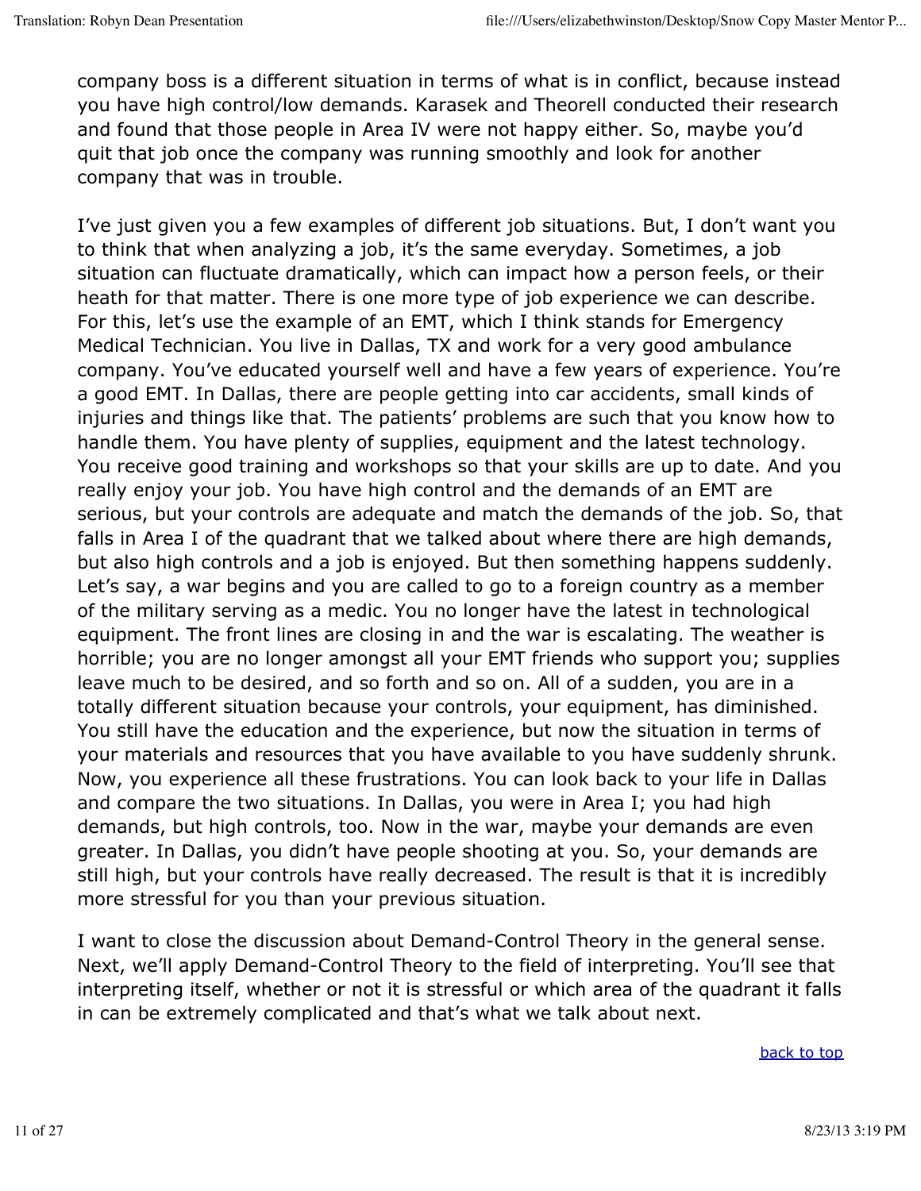company boss is a different situation in terms of what is in conflict, because instead you have high control/low demands. Karasek and Theorell conducted their research and found that those people in Area IV were not happy either. So, maybe you'd quit that job once the company was running smoothly and look for another company that was in trouble.

I've just given you a few examples of different job situations. But, I don't want you to think that when analyzing a job, it's the same everyday. Sometimes, a job situation can fluctuate dramatically, which can impact how a person feels, or their heath for that matter. There is one more type of job experience we can describe. For this, let's use the example of an EMT, which I think stands for Emergency Medical Technician. You live in Dallas, TX and work for a very good ambulance company. You've educated yourself well and have a few years of experience. You're a good EMT. In Dallas, there are people getting into car accidents, small kinds of injuries and things like that. The patients' problems are such that you know how to handle them. You have plenty of supplies, equipment and the latest technology. You receive good training and workshops so that your skills are up to date. And you really enjoy your job. You have high control and the demands of an EMT are serious, but your controls are adequate and match the demands of the job. So, that falls in Area I of the quadrant that we talked about where there are high demands, but also high controls and a job is enjoyed. But then something happens suddenly. Let's say, a war begins and you are called to go to a foreign country as a member of the military serving as a medic. You no longer have the latest in technological equipment. The front lines are closing in and the war is escalating. The weather is horrible; you are no longer amongst all your EMT friends who support you; supplies leave much to be desired, and so forth and so on. All of a sudden, you are in a totally different situation because your controls, your equipment, has diminished. You still have the education and the experience, but now the situation in terms of your materials and resources that you have available to you have suddenly shrunk. Now, you experience all these frustrations. You can look back to your life in Dallas and compare the two situations. In Dallas, you were in Area I; you had high demands, but high controls, too. Now in the war, maybe your demands are even greater. In Dallas, you didn't have people shooting at you. So, your demands are still high, but your controls have really decreased. The result is that it is incredibly more stressful for you than your previous situation.

I want to close the discussion about Demand-Control Theory in the general sense. Next, we'll apply Demand-Control Theory to the field of interpreting. You'll see that interpreting itself, whether or not it is stressful or which area of the quadrant it falls in can be extremely complicated and that's what we talk about next.

back to top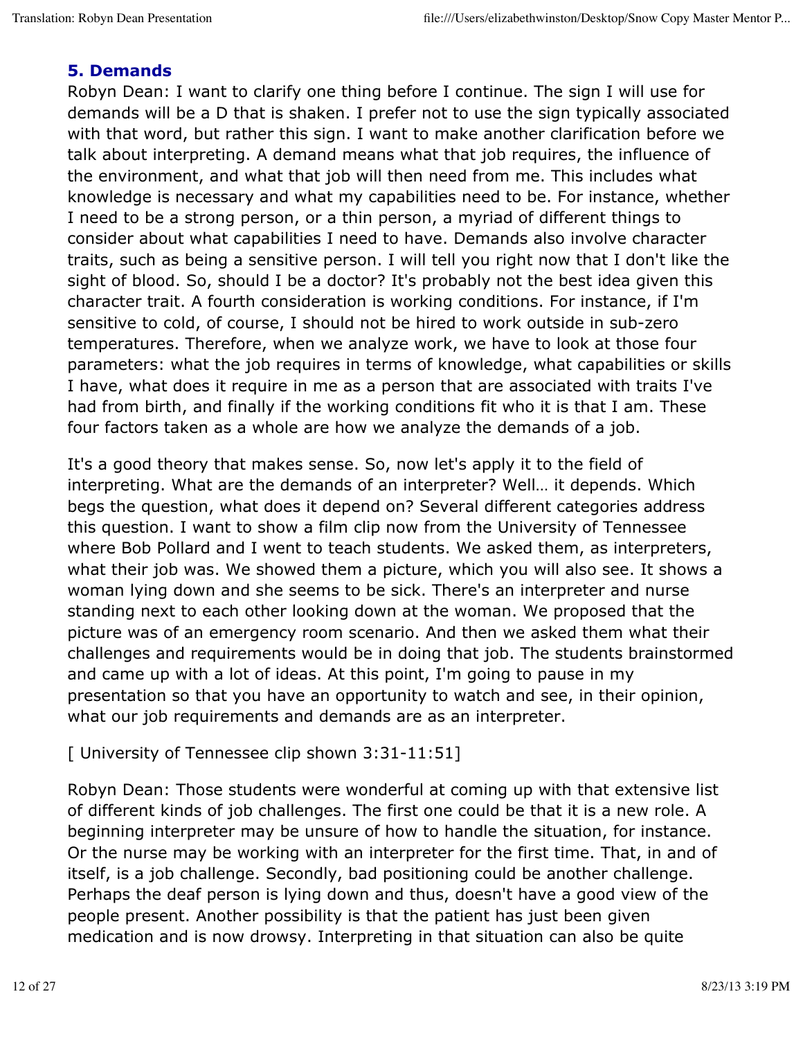## 5. Demands

Robyn Dean: I want to clarify one thing before I continue. The sign I will use for demands will be a D that is shaken. I prefer not to use the sign typically associated with that word, but rather this sign. I want to make another clarification before we talk about interpreting. A demand means what that job requires, the influence of the environment, and what that job will then need from me. This includes what knowledge is necessary and what my capabilities need to be. For instance, whether I need to be a strong person, or a thin person, a myriad of different things to consider about what capabilities I need to have. Demands also involve character traits, such as being a sensitive person. I will tell you right now that I don't like the sight of blood. So, should I be a doctor? It's probably not the best idea given this character trait. A fourth consideration is working conditions. For instance, if I'm sensitive to cold, of course, I should not be hired to work outside in sub-zero temperatures. Therefore, when we analyze work, we have to look at those four parameters: what the job requires in terms of knowledge, what capabilities or skills I have, what does it require in me as a person that are associated with traits I've had from birth, and finally if the working conditions fit who it is that I am. These four factors taken as a whole are how we analyze the demands of a job.

It's a good theory that makes sense. So, now let's apply it to the field of interpreting. What are the demands of an interpreter? Well… it depends. Which begs the question, what does it depend on? Several different categories address this question. I want to show a film clip now from the University of Tennessee where Bob Pollard and I went to teach students. We asked them, as interpreters, what their job was. We showed them a picture, which you will also see. It shows a woman lying down and she seems to be sick. There's an interpreter and nurse standing next to each other looking down at the woman. We proposed that the picture was of an emergency room scenario. And then we asked them what their challenges and requirements would be in doing that job. The students brainstormed and came up with a lot of ideas. At this point, I'm going to pause in my presentation so that you have an opportunity to watch and see, in their opinion, what our job requirements and demands are as an interpreter.

[ University of Tennessee clip shown 3:31-11:51]

Robyn Dean: Those students were wonderful at coming up with that extensive list of different kinds of job challenges. The first one could be that it is a new role. A beginning interpreter may be unsure of how to handle the situation, for instance. Or the nurse may be working with an interpreter for the first time. That, in and of itself, is a job challenge. Secondly, bad positioning could be another challenge. Perhaps the deaf person is lying down and thus, doesn't have a good view of the people present. Another possibility is that the patient has just been given medication and is now drowsy. Interpreting in that situation can also be quite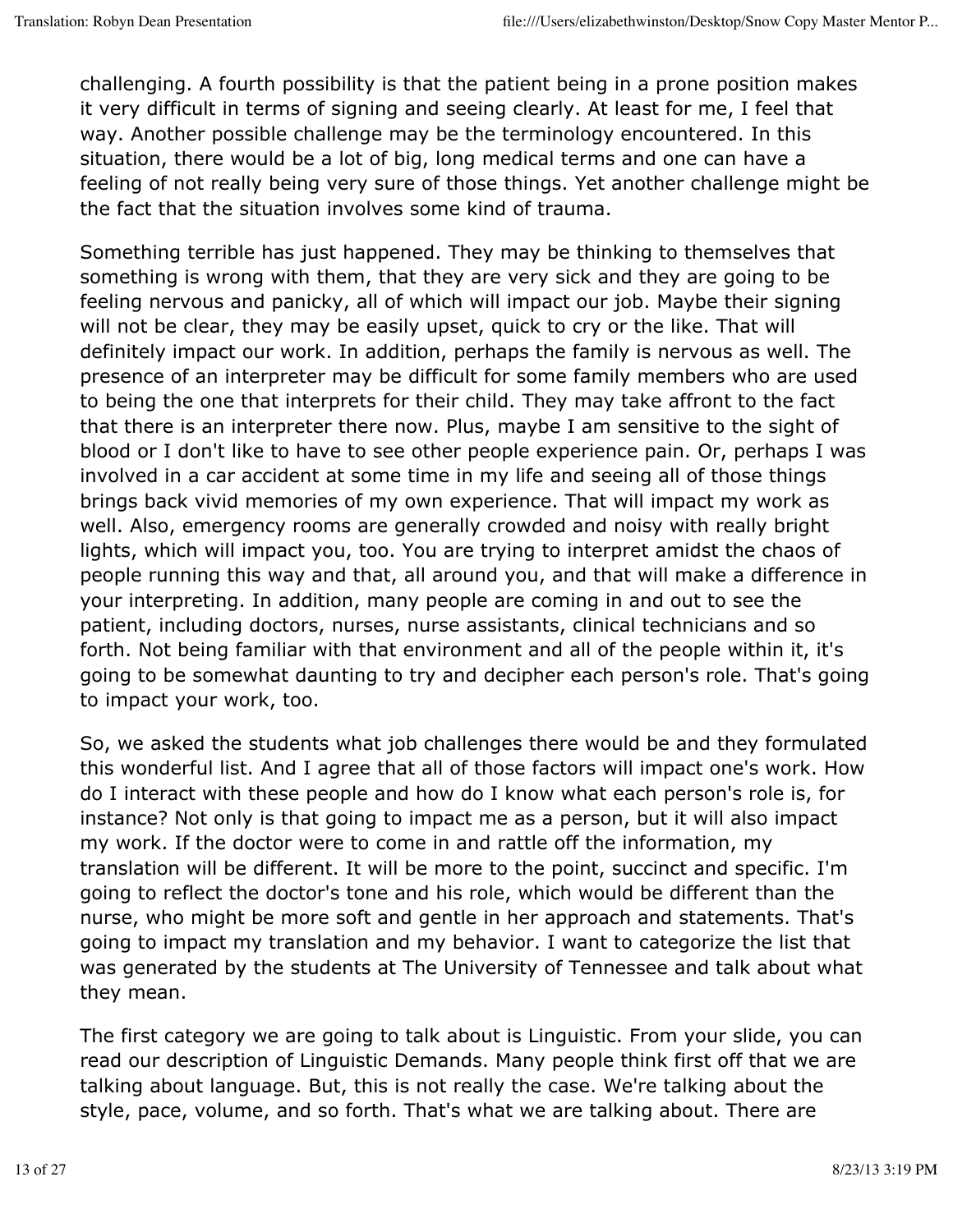challenging. A fourth possibility is that the patient being in a prone position makes it very difficult in terms of signing and seeing clearly. At least for me, I feel that way. Another possible challenge may be the terminology encountered. In this situation, there would be a lot of big, long medical terms and one can have a feeling of not really being very sure of those things. Yet another challenge might be the fact that the situation involves some kind of trauma.

Something terrible has just happened. They may be thinking to themselves that something is wrong with them, that they are very sick and they are going to be feeling nervous and panicky, all of which will impact our job. Maybe their signing will not be clear, they may be easily upset, quick to cry or the like. That will definitely impact our work. In addition, perhaps the family is nervous as well. The presence of an interpreter may be difficult for some family members who are used to being the one that interprets for their child. They may take affront to the fact that there is an interpreter there now. Plus, maybe I am sensitive to the sight of blood or I don't like to have to see other people experience pain. Or, perhaps I was involved in a car accident at some time in my life and seeing all of those things brings back vivid memories of my own experience. That will impact my work as well. Also, emergency rooms are generally crowded and noisy with really bright lights, which will impact you, too. You are trying to interpret amidst the chaos of people running this way and that, all around you, and that will make a difference in your interpreting. In addition, many people are coming in and out to see the patient, including doctors, nurses, nurse assistants, clinical technicians and so forth. Not being familiar with that environment and all of the people within it, it's going to be somewhat daunting to try and decipher each person's role. That's going to impact your work, too.

So, we asked the students what job challenges there would be and they formulated this wonderful list. And I agree that all of those factors will impact one's work. How do I interact with these people and how do I know what each person's role is, for instance? Not only is that going to impact me as a person, but it will also impact my work. If the doctor were to come in and rattle off the information, my translation will be different. It will be more to the point, succinct and specific. I'm going to reflect the doctor's tone and his role, which would be different than the nurse, who might be more soft and gentle in her approach and statements. That's going to impact my translation and my behavior. I want to categorize the list that was generated by the students at The University of Tennessee and talk about what they mean.

The first category we are going to talk about is Linguistic. From your slide, you can read our description of Linguistic Demands. Many people think first off that we are talking about language. But, this is not really the case. We're talking about the style, pace, volume, and so forth. That's what we are talking about. There are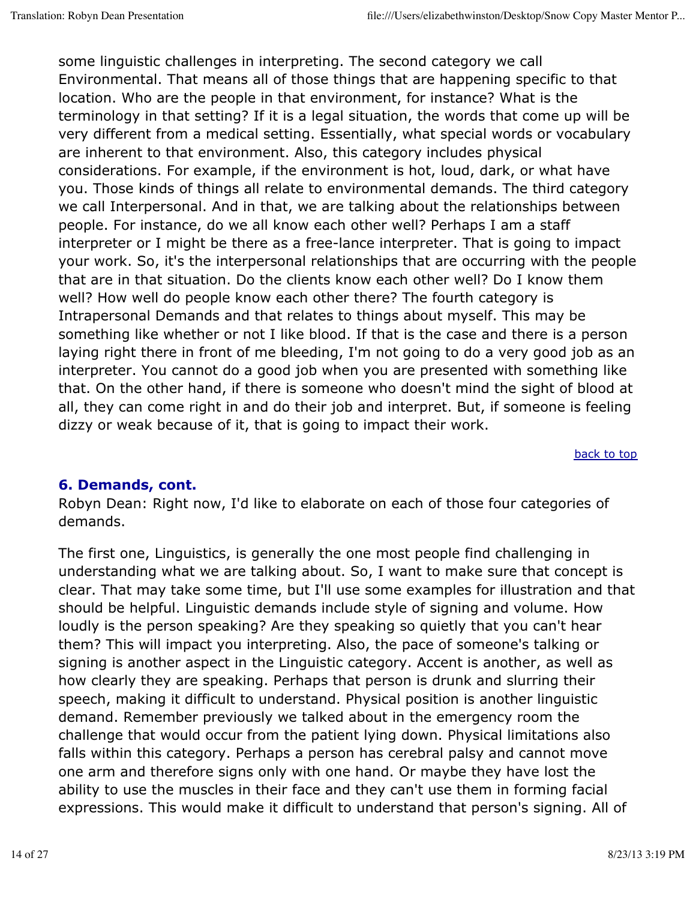some linguistic challenges in interpreting. The second category we call Environmental. That means all of those things that are happening specific to that location. Who are the people in that environment, for instance? What is the terminology in that setting? If it is a legal situation, the words that come up will be very different from a medical setting. Essentially, what special words or vocabulary are inherent to that environment. Also, this category includes physical considerations. For example, if the environment is hot, loud, dark, or what have you. Those kinds of things all relate to environmental demands. The third category we call Interpersonal. And in that, we are talking about the relationships between people. For instance, do we all know each other well? Perhaps I am a staff interpreter or I might be there as a free-lance interpreter. That is going to impact your work. So, it's the interpersonal relationships that are occurring with the people that are in that situation. Do the clients know each other well? Do I know them well? How well do people know each other there? The fourth category is Intrapersonal Demands and that relates to things about myself. This may be something like whether or not I like blood. If that is the case and there is a person laying right there in front of me bleeding, I'm not going to do a very good job as an interpreter. You cannot do a good job when you are presented with something like that. On the other hand, if there is someone who doesn't mind the sight of blood at all, they can come right in and do their job and interpret. But, if someone is feeling dizzy or weak because of it, that is going to impact their work.

back to top

### 6. Demands, cont.

Robyn Dean: Right now, I'd like to elaborate on each of those four categories of demands.

The first one, Linguistics, is generally the one most people find challenging in understanding what we are talking about. So, I want to make sure that concept is clear. That may take some time, but I'll use some examples for illustration and that should be helpful. Linguistic demands include style of signing and volume. How loudly is the person speaking? Are they speaking so quietly that you can't hear them? This will impact you interpreting. Also, the pace of someone's talking or signing is another aspect in the Linguistic category. Accent is another, as well as how clearly they are speaking. Perhaps that person is drunk and slurring their speech, making it difficult to understand. Physical position is another linguistic demand. Remember previously we talked about in the emergency room the challenge that would occur from the patient lying down. Physical limitations also falls within this category. Perhaps a person has cerebral palsy and cannot move one arm and therefore signs only with one hand. Or maybe they have lost the ability to use the muscles in their face and they can't use them in forming facial expressions. This would make it difficult to understand that person's signing. All of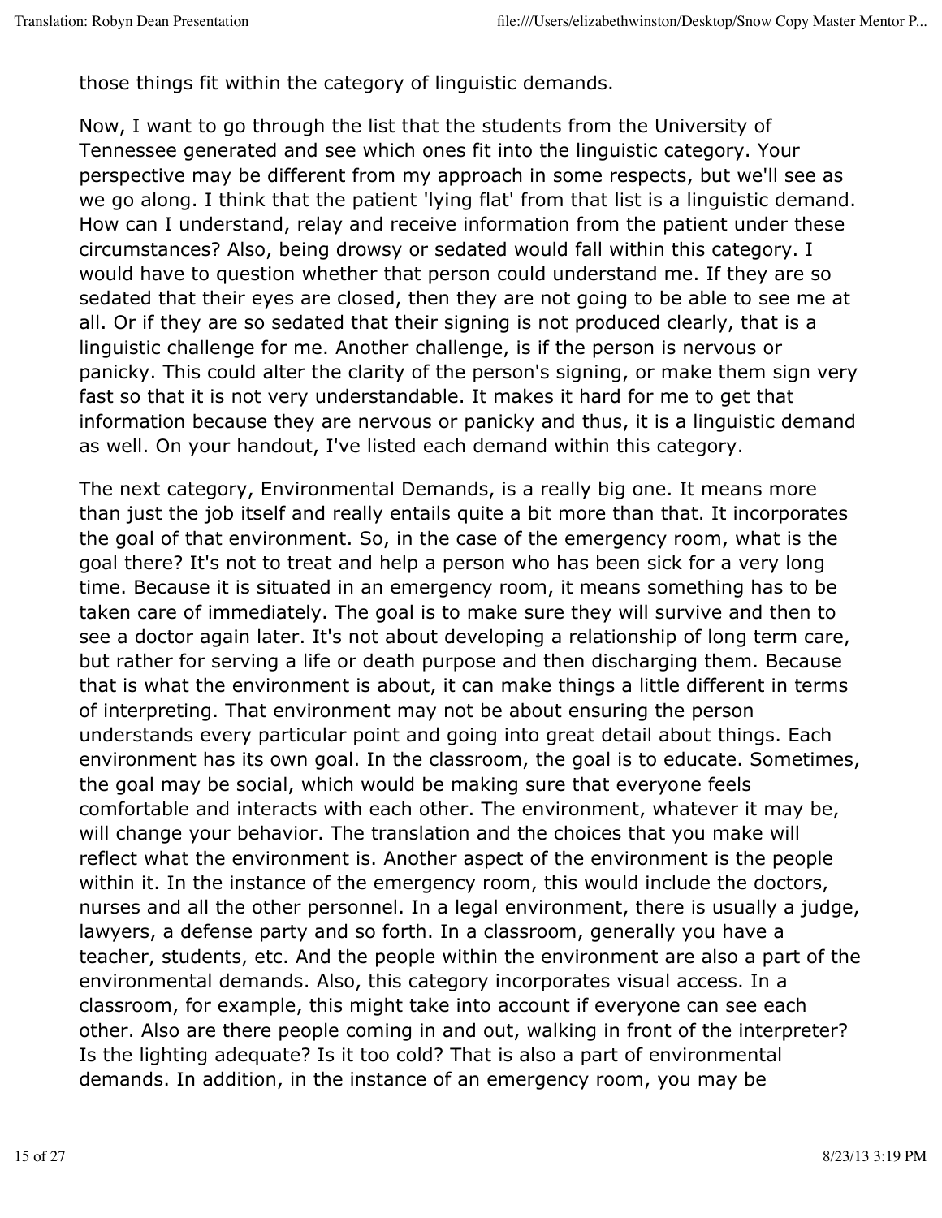those things fit within the category of linguistic demands.

Now, I want to go through the list that the students from the University of Tennessee generated and see which ones fit into the linguistic category. Your perspective may be different from my approach in some respects, but we'll see as we go along. I think that the patient 'lying flat' from that list is a linguistic demand. How can I understand, relay and receive information from the patient under these circumstances? Also, being drowsy or sedated would fall within this category. I would have to question whether that person could understand me. If they are so sedated that their eyes are closed, then they are not going to be able to see me at all. Or if they are so sedated that their signing is not produced clearly, that is a linguistic challenge for me. Another challenge, is if the person is nervous or panicky. This could alter the clarity of the person's signing, or make them sign very fast so that it is not very understandable. It makes it hard for me to get that information because they are nervous or panicky and thus, it is a linguistic demand as well. On your handout, I've listed each demand within this category.

The next category, Environmental Demands, is a really big one. It means more than just the job itself and really entails quite a bit more than that. It incorporates the goal of that environment. So, in the case of the emergency room, what is the goal there? It's not to treat and help a person who has been sick for a very long time. Because it is situated in an emergency room, it means something has to be taken care of immediately. The goal is to make sure they will survive and then to see a doctor again later. It's not about developing a relationship of long term care, but rather for serving a life or death purpose and then discharging them. Because that is what the environment is about, it can make things a little different in terms of interpreting. That environment may not be about ensuring the person understands every particular point and going into great detail about things. Each environment has its own goal. In the classroom, the goal is to educate. Sometimes, the goal may be social, which would be making sure that everyone feels comfortable and interacts with each other. The environment, whatever it may be, will change your behavior. The translation and the choices that you make will reflect what the environment is. Another aspect of the environment is the people within it. In the instance of the emergency room, this would include the doctors, nurses and all the other personnel. In a legal environment, there is usually a judge, lawyers, a defense party and so forth. In a classroom, generally you have a teacher, students, etc. And the people within the environment are also a part of the environmental demands. Also, this category incorporates visual access. In a classroom, for example, this might take into account if everyone can see each other. Also are there people coming in and out, walking in front of the interpreter? Is the lighting adequate? Is it too cold? That is also a part of environmental demands. In addition, in the instance of an emergency room, you may be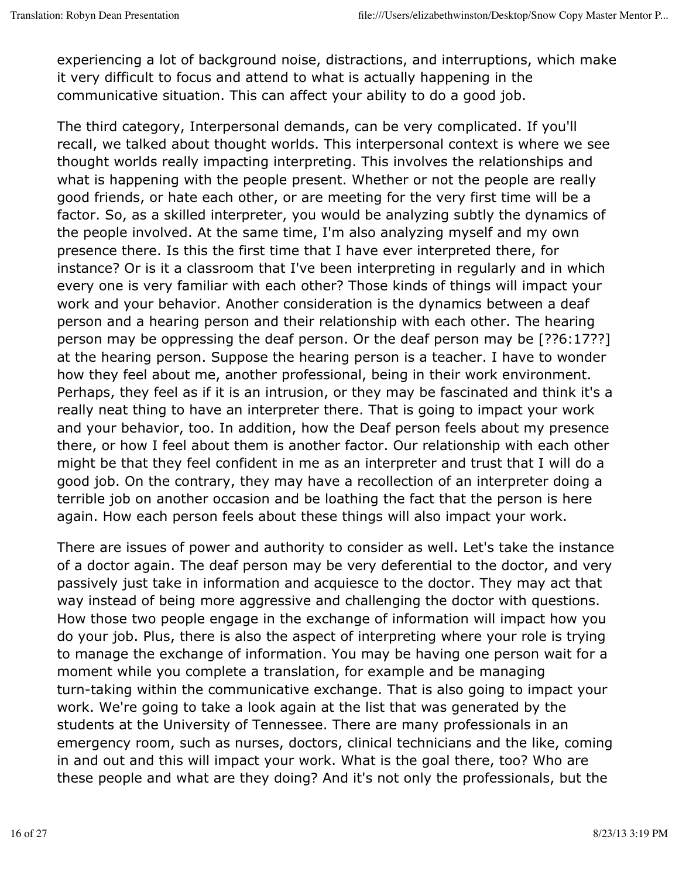experiencing a lot of background noise, distractions, and interruptions, which make it very difficult to focus and attend to what is actually happening in the communicative situation. This can affect your ability to do a good job.

The third category, Interpersonal demands, can be very complicated. If you'll recall, we talked about thought worlds. This interpersonal context is where we see thought worlds really impacting interpreting. This involves the relationships and what is happening with the people present. Whether or not the people are really good friends, or hate each other, or are meeting for the very first time will be a factor. So, as a skilled interpreter, you would be analyzing subtly the dynamics of the people involved. At the same time, I'm also analyzing myself and my own presence there. Is this the first time that I have ever interpreted there, for instance? Or is it a classroom that I've been interpreting in regularly and in which every one is very familiar with each other? Those kinds of things will impact your work and your behavior. Another consideration is the dynamics between a deaf person and a hearing person and their relationship with each other. The hearing person may be oppressing the deaf person. Or the deaf person may be [??6:17??] at the hearing person. Suppose the hearing person is a teacher. I have to wonder how they feel about me, another professional, being in their work environment. Perhaps, they feel as if it is an intrusion, or they may be fascinated and think it's a really neat thing to have an interpreter there. That is going to impact your work and your behavior, too. In addition, how the Deaf person feels about my presence there, or how I feel about them is another factor. Our relationship with each other might be that they feel confident in me as an interpreter and trust that I will do a good job. On the contrary, they may have a recollection of an interpreter doing a terrible job on another occasion and be loathing the fact that the person is here again. How each person feels about these things will also impact your work.

There are issues of power and authority to consider as well. Let's take the instance of a doctor again. The deaf person may be very deferential to the doctor, and very passively just take in information and acquiesce to the doctor. They may act that way instead of being more aggressive and challenging the doctor with questions. How those two people engage in the exchange of information will impact how you do your job. Plus, there is also the aspect of interpreting where your role is trying to manage the exchange of information. You may be having one person wait for a moment while you complete a translation, for example and be managing turn-taking within the communicative exchange. That is also going to impact your work. We're going to take a look again at the list that was generated by the students at the University of Tennessee. There are many professionals in an emergency room, such as nurses, doctors, clinical technicians and the like, coming in and out and this will impact your work. What is the goal there, too? Who are these people and what are they doing? And it's not only the professionals, but the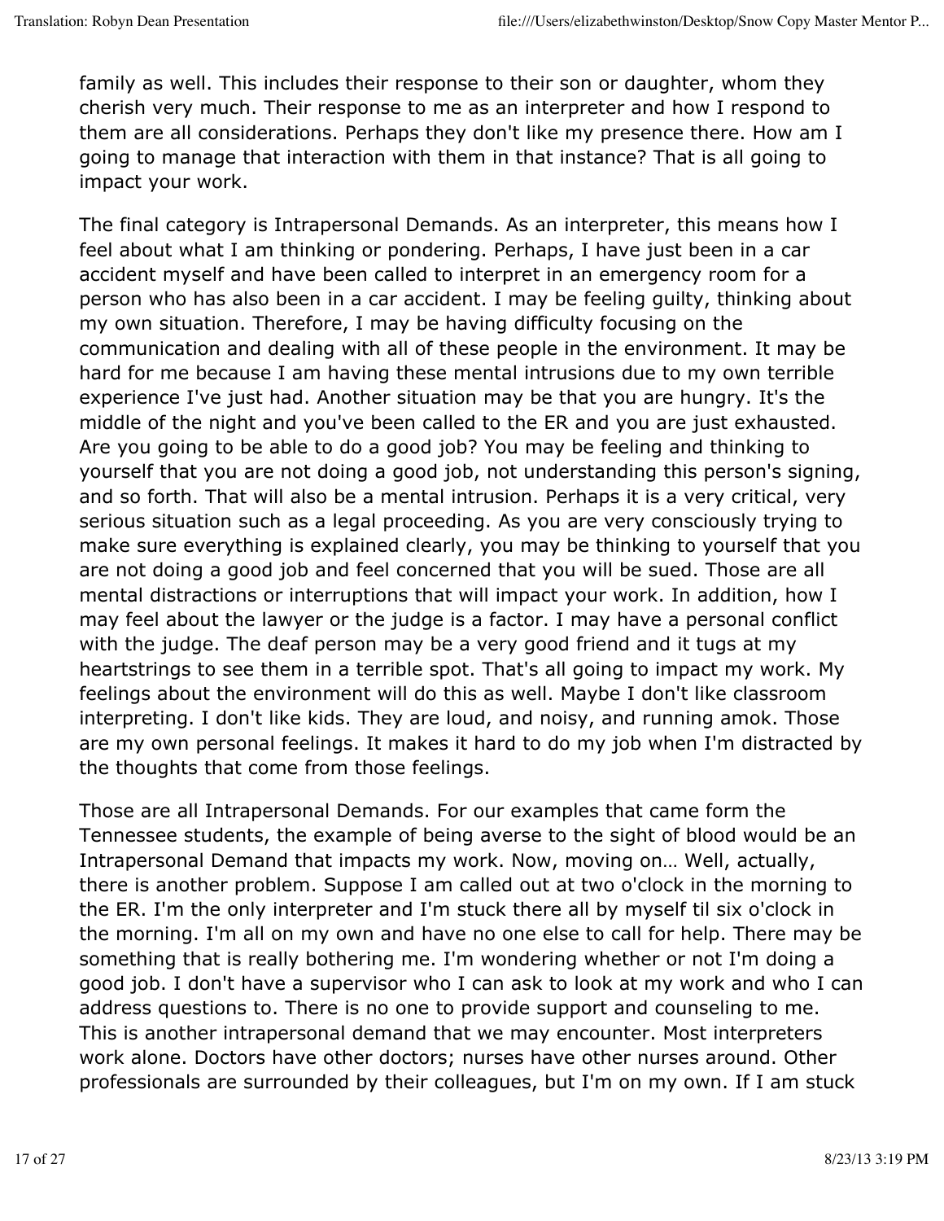family as well. This includes their response to their son or daughter, whom they cherish very much. Their response to me as an interpreter and how I respond to them are all considerations. Perhaps they don't like my presence there. How am I going to manage that interaction with them in that instance? That is all going to impact your work.

The final category is Intrapersonal Demands. As an interpreter, this means how I feel about what I am thinking or pondering. Perhaps, I have just been in a car accident myself and have been called to interpret in an emergency room for a person who has also been in a car accident. I may be feeling guilty, thinking about my own situation. Therefore, I may be having difficulty focusing on the communication and dealing with all of these people in the environment. It may be hard for me because I am having these mental intrusions due to my own terrible experience I've just had. Another situation may be that you are hungry. It's the middle of the night and you've been called to the ER and you are just exhausted. Are you going to be able to do a good job? You may be feeling and thinking to yourself that you are not doing a good job, not understanding this person's signing, and so forth. That will also be a mental intrusion. Perhaps it is a very critical, very serious situation such as a legal proceeding. As you are very consciously trying to make sure everything is explained clearly, you may be thinking to yourself that you are not doing a good job and feel concerned that you will be sued. Those are all mental distractions or interruptions that will impact your work. In addition, how I may feel about the lawyer or the judge is a factor. I may have a personal conflict with the judge. The deaf person may be a very good friend and it tugs at my heartstrings to see them in a terrible spot. That's all going to impact my work. My feelings about the environment will do this as well. Maybe I don't like classroom interpreting. I don't like kids. They are loud, and noisy, and running amok. Those are my own personal feelings. It makes it hard to do my job when I'm distracted by the thoughts that come from those feelings.

Those are all Intrapersonal Demands. For our examples that came form the Tennessee students, the example of being averse to the sight of blood would be an Intrapersonal Demand that impacts my work. Now, moving on… Well, actually, there is another problem. Suppose I am called out at two o'clock in the morning to the ER. I'm the only interpreter and I'm stuck there all by myself til six o'clock in the morning. I'm all on my own and have no one else to call for help. There may be something that is really bothering me. I'm wondering whether or not I'm doing a good job. I don't have a supervisor who I can ask to look at my work and who I can address questions to. There is no one to provide support and counseling to me. This is another intrapersonal demand that we may encounter. Most interpreters work alone. Doctors have other doctors; nurses have other nurses around. Other professionals are surrounded by their colleagues, but I'm on my own. If I am stuck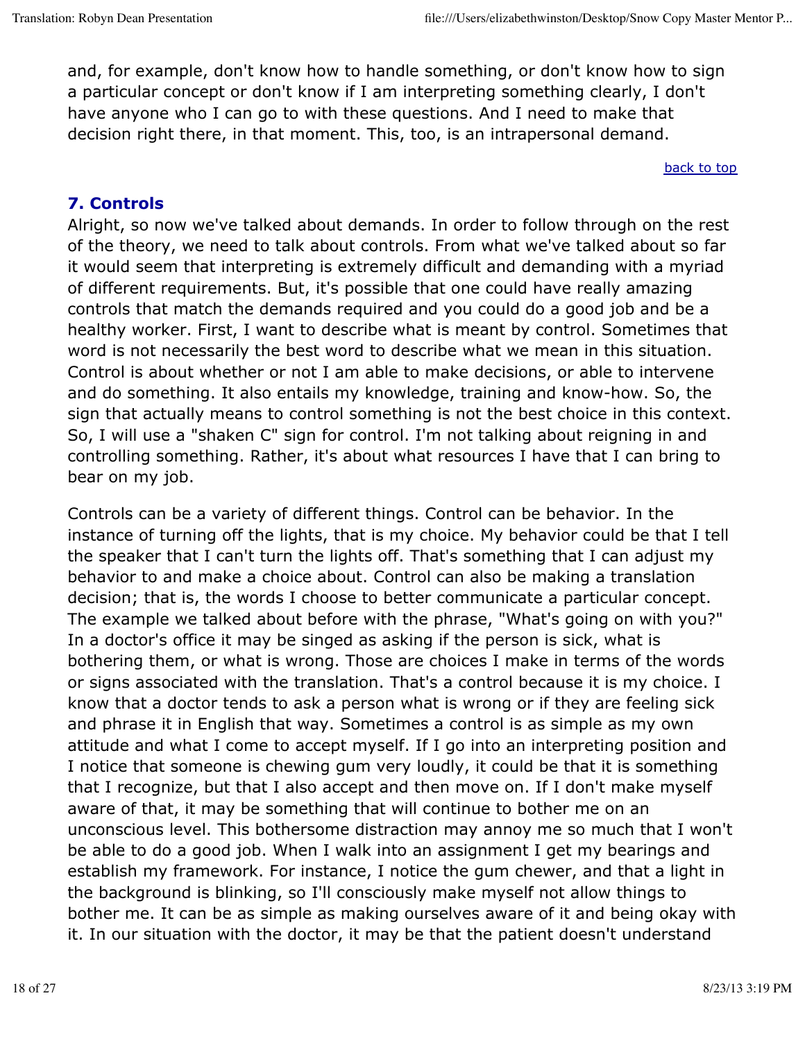and, for example, don't know how to handle something, or don't know how to sign a particular concept or don't know if I am interpreting something clearly, I don't have anyone who I can go to with these questions. And I need to make that decision right there, in that moment. This, too, is an intrapersonal demand.

back to top

## 7. Controls

Alright, so now we've talked about demands. In order to follow through on the rest of the theory, we need to talk about controls. From what we've talked about so far it would seem that interpreting is extremely difficult and demanding with a myriad of different requirements. But, it's possible that one could have really amazing controls that match the demands required and you could do a good job and be a healthy worker. First, I want to describe what is meant by control. Sometimes that word is not necessarily the best word to describe what we mean in this situation. Control is about whether or not I am able to make decisions, or able to intervene and do something. It also entails my knowledge, training and know-how. So, the sign that actually means to control something is not the best choice in this context. So, I will use a "shaken C" sign for control. I'm not talking about reigning in and controlling something. Rather, it's about what resources I have that I can bring to bear on my job.

Controls can be a variety of different things. Control can be behavior. In the instance of turning off the lights, that is my choice. My behavior could be that I tell the speaker that I can't turn the lights off. That's something that I can adjust my behavior to and make a choice about. Control can also be making a translation decision; that is, the words I choose to better communicate a particular concept. The example we talked about before with the phrase, "What's going on with you?" In a doctor's office it may be singed as asking if the person is sick, what is bothering them, or what is wrong. Those are choices I make in terms of the words or signs associated with the translation. That's a control because it is my choice. I know that a doctor tends to ask a person what is wrong or if they are feeling sick and phrase it in English that way. Sometimes a control is as simple as my own attitude and what I come to accept myself. If I go into an interpreting position and I notice that someone is chewing gum very loudly, it could be that it is something that I recognize, but that I also accept and then move on. If I don't make myself aware of that, it may be something that will continue to bother me on an unconscious level. This bothersome distraction may annoy me so much that I won't be able to do a good job. When I walk into an assignment I get my bearings and establish my framework. For instance, I notice the gum chewer, and that a light in the background is blinking, so I'll consciously make myself not allow things to bother me. It can be as simple as making ourselves aware of it and being okay with it. In our situation with the doctor, it may be that the patient doesn't understand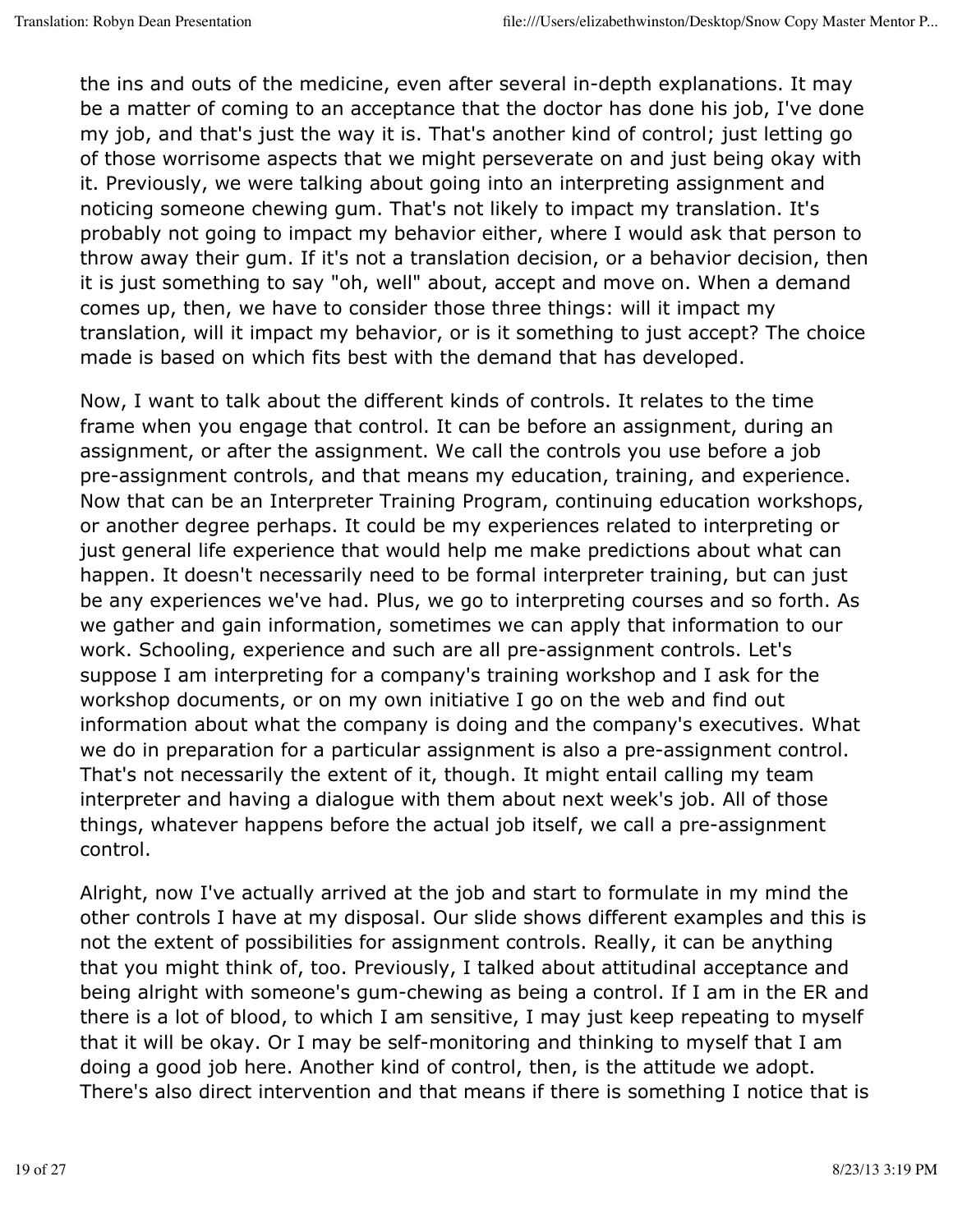the ins and outs of the medicine, even after several in-depth explanations. It may be a matter of coming to an acceptance that the doctor has done his job, I've done my job, and that's just the way it is. That's another kind of control; just letting go of those worrisome aspects that we might perseverate on and just being okay with it. Previously, we were talking about going into an interpreting assignment and noticing someone chewing gum. That's not likely to impact my translation. It's probably not going to impact my behavior either, where I would ask that person to throw away their gum. If it's not a translation decision, or a behavior decision, then it is just something to say "oh, well" about, accept and move on. When a demand comes up, then, we have to consider those three things: will it impact my translation, will it impact my behavior, or is it something to just accept? The choice made is based on which fits best with the demand that has developed.

Now, I want to talk about the different kinds of controls. It relates to the time frame when you engage that control. It can be before an assignment, during an assignment, or after the assignment. We call the controls you use before a job pre-assignment controls, and that means my education, training, and experience. Now that can be an Interpreter Training Program, continuing education workshops, or another degree perhaps. It could be my experiences related to interpreting or just general life experience that would help me make predictions about what can happen. It doesn't necessarily need to be formal interpreter training, but can just be any experiences we've had. Plus, we go to interpreting courses and so forth. As we gather and gain information, sometimes we can apply that information to our work. Schooling, experience and such are all pre-assignment controls. Let's suppose I am interpreting for a company's training workshop and I ask for the workshop documents, or on my own initiative I go on the web and find out information about what the company is doing and the company's executives. What we do in preparation for a particular assignment is also a pre-assignment control. That's not necessarily the extent of it, though. It might entail calling my team interpreter and having a dialogue with them about next week's job. All of those things, whatever happens before the actual job itself, we call a pre-assignment control.

Alright, now I've actually arrived at the job and start to formulate in my mind the other controls I have at my disposal. Our slide shows different examples and this is not the extent of possibilities for assignment controls. Really, it can be anything that you might think of, too. Previously, I talked about attitudinal acceptance and being alright with someone's gum-chewing as being a control. If I am in the ER and there is a lot of blood, to which I am sensitive, I may just keep repeating to myself that it will be okay. Or I may be self-monitoring and thinking to myself that I am doing a good job here. Another kind of control, then, is the attitude we adopt. There's also direct intervention and that means if there is something I notice that is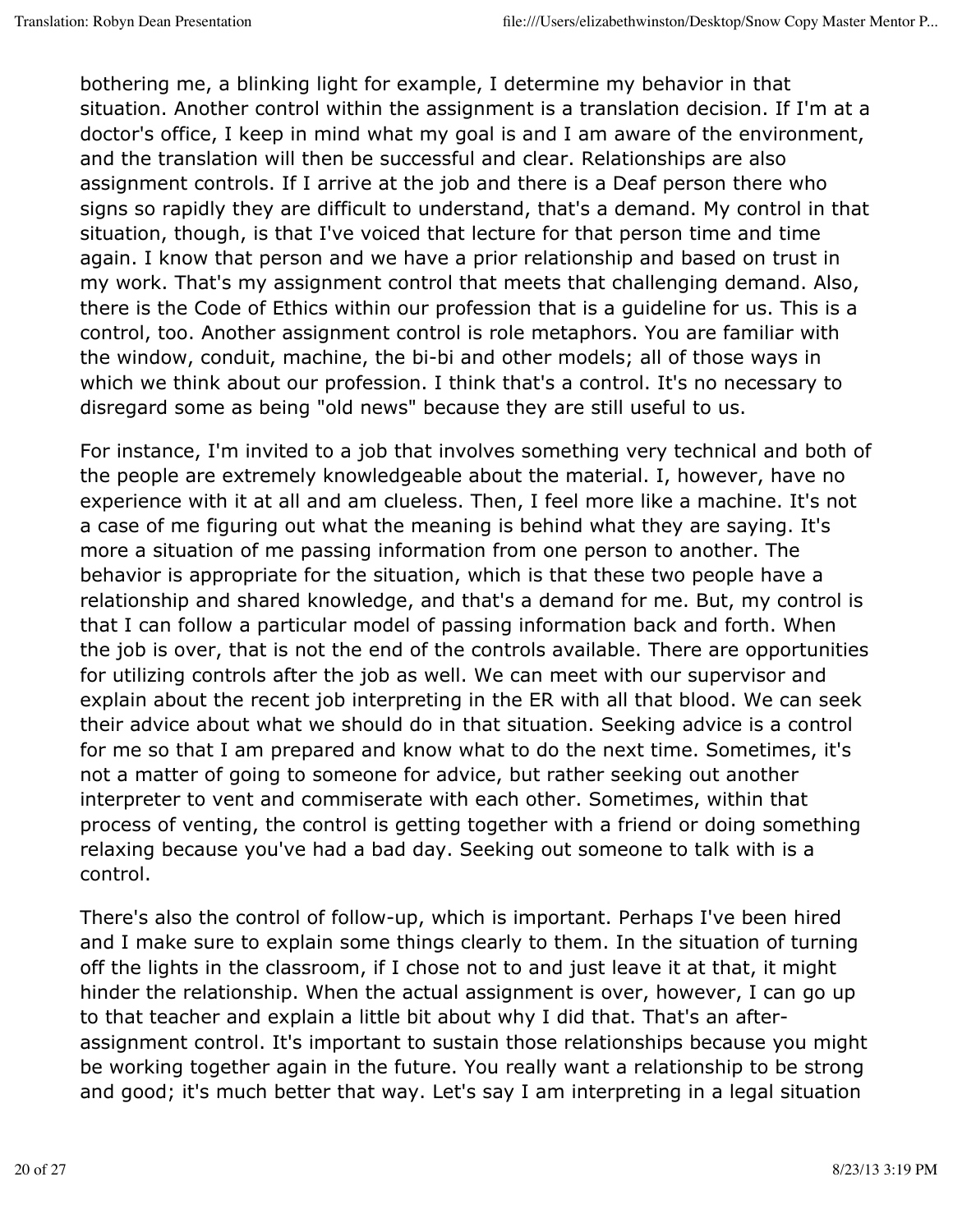bothering me, a blinking light for example, I determine my behavior in that situation. Another control within the assignment is a translation decision. If I'm at a doctor's office, I keep in mind what my goal is and I am aware of the environment, and the translation will then be successful and clear. Relationships are also assignment controls. If I arrive at the job and there is a Deaf person there who signs so rapidly they are difficult to understand, that's a demand. My control in that situation, though, is that I've voiced that lecture for that person time and time again. I know that person and we have a prior relationship and based on trust in my work. That's my assignment control that meets that challenging demand. Also, there is the Code of Ethics within our profession that is a guideline for us. This is a control, too. Another assignment control is role metaphors. You are familiar with the window, conduit, machine, the bi-bi and other models; all of those ways in which we think about our profession. I think that's a control. It's no necessary to disregard some as being "old news" because they are still useful to us.

For instance, I'm invited to a job that involves something very technical and both of the people are extremely knowledgeable about the material. I, however, have no experience with it at all and am clueless. Then, I feel more like a machine. It's not a case of me figuring out what the meaning is behind what they are saying. It's more a situation of me passing information from one person to another. The behavior is appropriate for the situation, which is that these two people have a relationship and shared knowledge, and that's a demand for me. But, my control is that I can follow a particular model of passing information back and forth. When the job is over, that is not the end of the controls available. There are opportunities for utilizing controls after the job as well. We can meet with our supervisor and explain about the recent job interpreting in the ER with all that blood. We can seek their advice about what we should do in that situation. Seeking advice is a control for me so that I am prepared and know what to do the next time. Sometimes, it's not a matter of going to someone for advice, but rather seeking out another interpreter to vent and commiserate with each other. Sometimes, within that process of venting, the control is getting together with a friend or doing something relaxing because you've had a bad day. Seeking out someone to talk with is a control.

There's also the control of follow-up, which is important. Perhaps I've been hired and I make sure to explain some things clearly to them. In the situation of turning off the lights in the classroom, if I chose not to and just leave it at that, it might hinder the relationship. When the actual assignment is over, however, I can go up to that teacher and explain a little bit about why I did that. That's an after-assignment control. It's important to sustain those relationships because you might be working together again in the future. You really want a relationship to be strong and good; it's much better that way. Let's say I am interpreting in a legal situation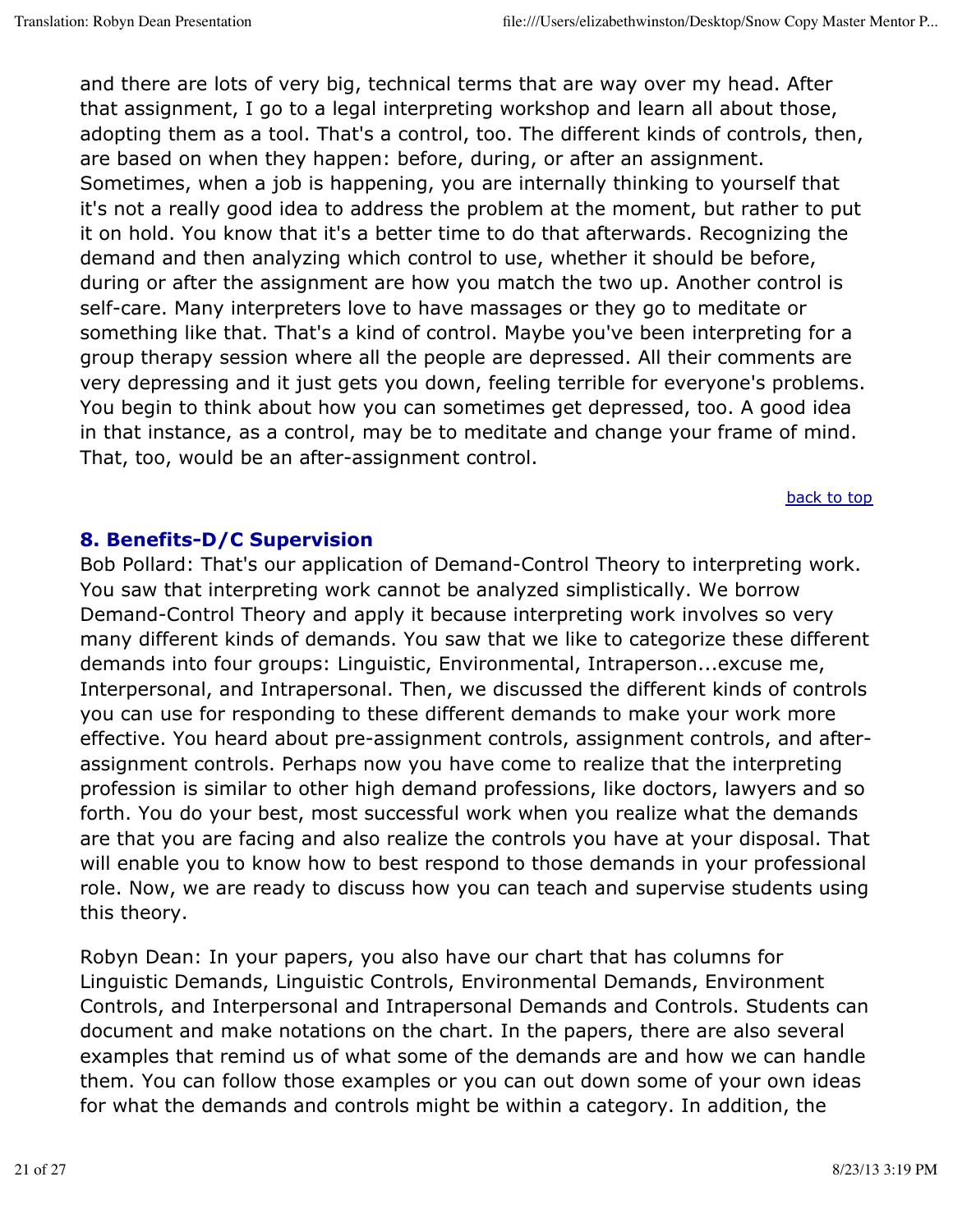and there are lots of very big, technical terms that are way over my head. After that assignment, I go to a legal interpreting workshop and learn all about those, adopting them as a tool. That's a control, too. The different kinds of controls, then, are based on when they happen: before, during, or after an assignment. Sometimes, when a job is happening, you are internally thinking to yourself that it's not a really good idea to address the problem at the moment, but rather to put it on hold. You know that it's a better time to do that afterwards. Recognizing the demand and then analyzing which control to use, whether it should be before, during or after the assignment are how you match the two up. Another control is self-care. Many interpreters love to have massages or they go to meditate or something like that. That's a kind of control. Maybe you've been interpreting for a group therapy session where all the people are depressed. All their comments are very depressing and it just gets you down, feeling terrible for everyone's problems. You begin to think about how you can sometimes get depressed, too. A good idea in that instance, as a control, may be to meditate and change your frame of mind. That, too, would be an after-assignment control.

back to top

## 8. Benefits-D/C Supervision

Bob Pollard: That's our application of Demand-Control Theory to interpreting work. You saw that interpreting work cannot be analyzed simplistically. We borrow Demand-Control Theory and apply it because interpreting work involves so very many different kinds of demands. You saw that we like to categorize these different demands into four groups: Linguistic, Environmental, Intraperson...excuse me, Interpersonal, and Intrapersonal. Then, we discussed the different kinds of controls you can use for responding to these different demands to make your work more effective. You heard about pre-assignment controls, assignment controls, and after-assignment controls. Perhaps now you have come to realize that the interpreting profession is similar to other high demand professions, like doctors, lawyers and so forth. You do your best, most successful work when you realize what the demands are that you are facing and also realize the controls you have at your disposal. That will enable you to know how to best respond to those demands in your professional role. Now, we are ready to discuss how you can teach and supervise students using this theory.

Robyn Dean: In your papers, you also have our chart that has columns for Linguistic Demands, Linguistic Controls, Environmental Demands, Environment Controls, and Interpersonal and Intrapersonal Demands and Controls. Students can document and make notations on the chart. In the papers, there are also several examples that remind us of what some of the demands are and how we can handle them. You can follow those examples or you can out down some of your own ideas for what the demands and controls might be within a category. In addition, the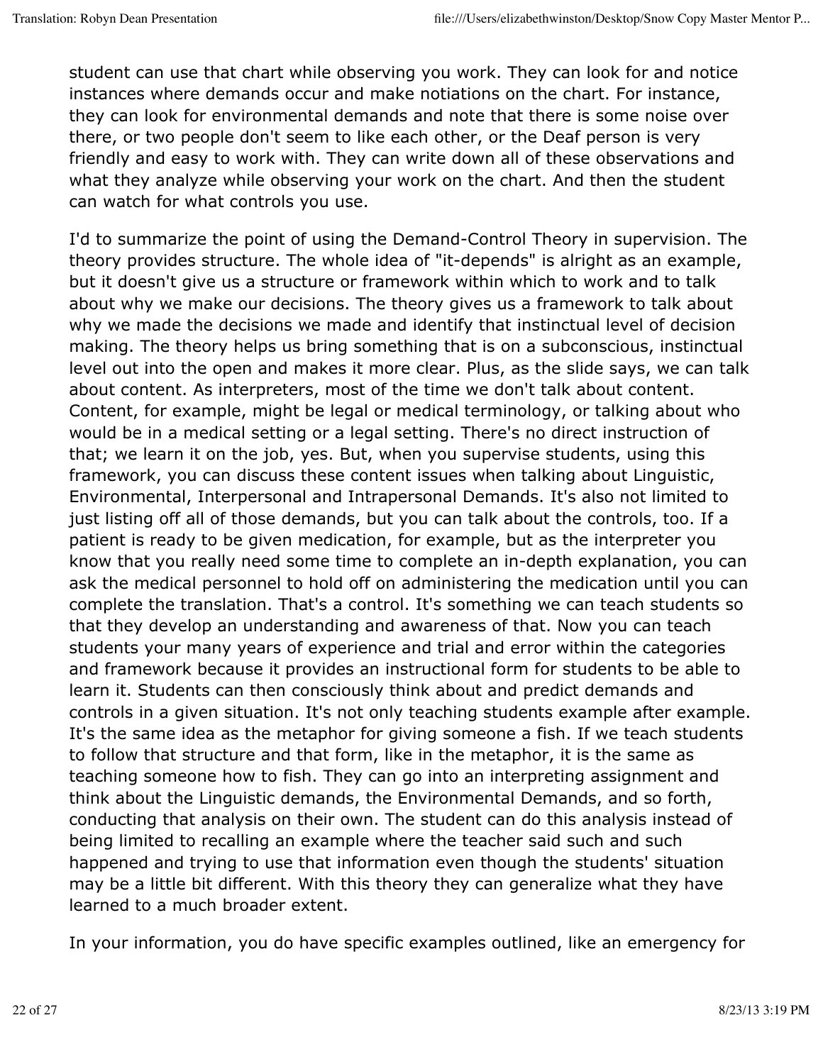student can use that chart while observing you work. They can look for and notice instances where demands occur and make notiations on the chart. For instance, they can look for environmental demands and note that there is some noise over there, or two people don't seem to like each other, or the Deaf person is very friendly and easy to work with. They can write down all of these observations and what they analyze while observing your work on the chart. And then the student can watch for what controls you use.

I'd to summarize the point of using the Demand-Control Theory in supervision. The theory provides structure. The whole idea of "it-depends" is alright as an example, but it doesn't give us a structure or framework within which to work and to talk about why we make our decisions. The theory gives us a framework to talk about why we made the decisions we made and identify that instinctual level of decision making. The theory helps us bring something that is on a subconscious, instinctual level out into the open and makes it more clear. Plus, as the slide says, we can talk about content. As interpreters, most of the time we don't talk about content. Content, for example, might be legal or medical terminology, or talking about who would be in a medical setting or a legal setting. There's no direct instruction of that; we learn it on the job, yes. But, when you supervise students, using this framework, you can discuss these content issues when talking about Linguistic, Environmental, Interpersonal and Intrapersonal Demands. It's also not limited to just listing off all of those demands, but you can talk about the controls, too. If a patient is ready to be given medication, for example, but as the interpreter you know that you really need some time to complete an in-depth explanation, you can ask the medical personnel to hold off on administering the medication until you can complete the translation. That's a control. It's something we can teach students so that they develop an understanding and awareness of that. Now you can teach students your many years of experience and trial and error within the categories and framework because it provides an instructional form for students to be able to learn it. Students can then consciously think about and predict demands and controls in a given situation. It's not only teaching students example after example. It's the same idea as the metaphor for giving someone a fish. If we teach students to follow that structure and that form, like in the metaphor, it is the same as teaching someone how to fish. They can go into an interpreting assignment and think about the Linguistic demands, the Environmental Demands, and so forth, conducting that analysis on their own. The student can do this analysis instead of being limited to recalling an example where the teacher said such and such happened and trying to use that information even though the students' situation may be a little bit different. With this theory they can generalize what they have learned to a much broader extent.

In your information, you do have specific examples outlined, like an emergency for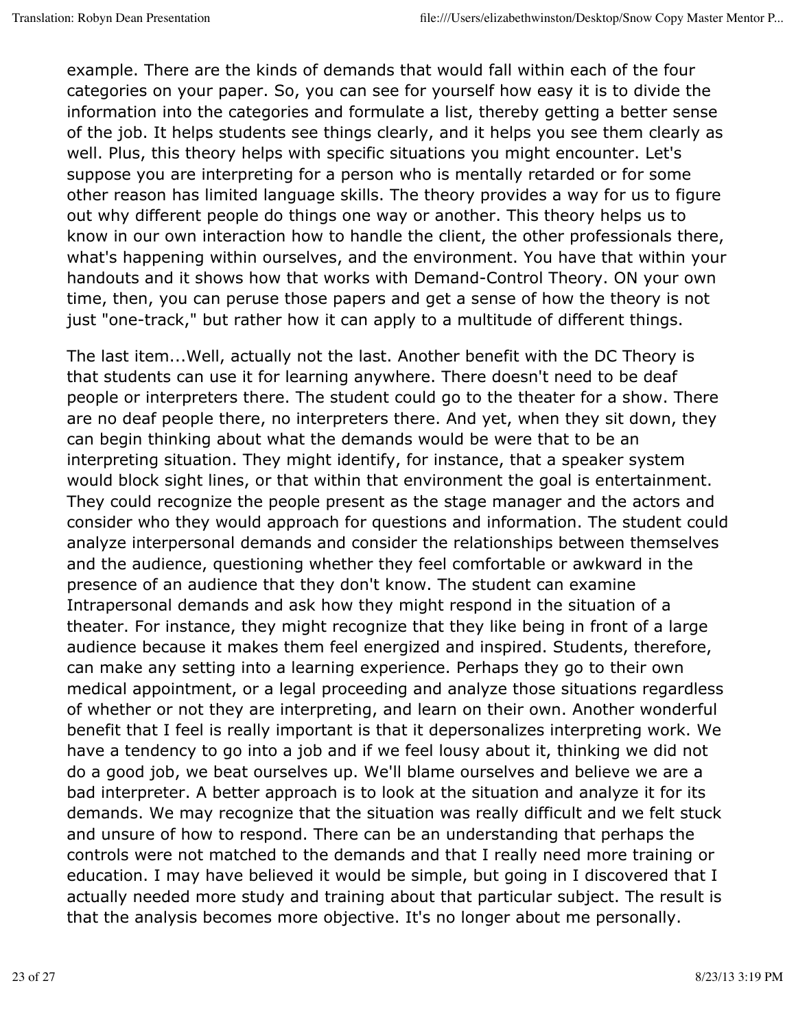example. There are the kinds of demands that would fall within each of the four categories on your paper. So, you can see for yourself how easy it is to divide the information into the categories and formulate a list, thereby getting a better sense of the job. It helps students see things clearly, and it helps you see them clearly as well. Plus, this theory helps with specific situations you might encounter. Let's suppose you are interpreting for a person who is mentally retarded or for some other reason has limited language skills. The theory provides a way for us to figure out why different people do things one way or another. This theory helps us to know in our own interaction how to handle the client, the other professionals there, what's happening within ourselves, and the environment. You have that within your handouts and it shows how that works with Demand-Control Theory. ON your own time, then, you can peruse those papers and get a sense of how the theory is not just "one-track," but rather how it can apply to a multitude of different things.

The last item...Well, actually not the last. Another benefit with the DC Theory is that students can use it for learning anywhere. There doesn't need to be deaf people or interpreters there. The student could go to the theater for a show. There are no deaf people there, no interpreters there. And yet, when they sit down, they can begin thinking about what the demands would be were that to be an interpreting situation. They might identify, for instance, that a speaker system would block sight lines, or that within that environment the goal is entertainment. They could recognize the people present as the stage manager and the actors and consider who they would approach for questions and information. The student could analyze interpersonal demands and consider the relationships between themselves and the audience, questioning whether they feel comfortable or awkward in the presence of an audience that they don't know. The student can examine Intrapersonal demands and ask how they might respond in the situation of a theater. For instance, they might recognize that they like being in front of a large audience because it makes them feel energized and inspired. Students, therefore, can make any setting into a learning experience. Perhaps they go to their own medical appointment, or a legal proceeding and analyze those situations regardless of whether or not they are interpreting, and learn on their own. Another wonderful benefit that I feel is really important is that it depersonalizes interpreting work. We have a tendency to go into a job and if we feel lousy about it, thinking we did not do a good job, we beat ourselves up. We'll blame ourselves and believe we are a bad interpreter. A better approach is to look at the situation and analyze it for its demands. We may recognize that the situation was really difficult and we felt stuck and unsure of how to respond. There can be an understanding that perhaps the controls were not matched to the demands and that I really need more training or education. I may have believed it would be simple, but going in I discovered that I actually needed more study and training about that particular subject. The result is that the analysis becomes more objective. It's no longer about me personally.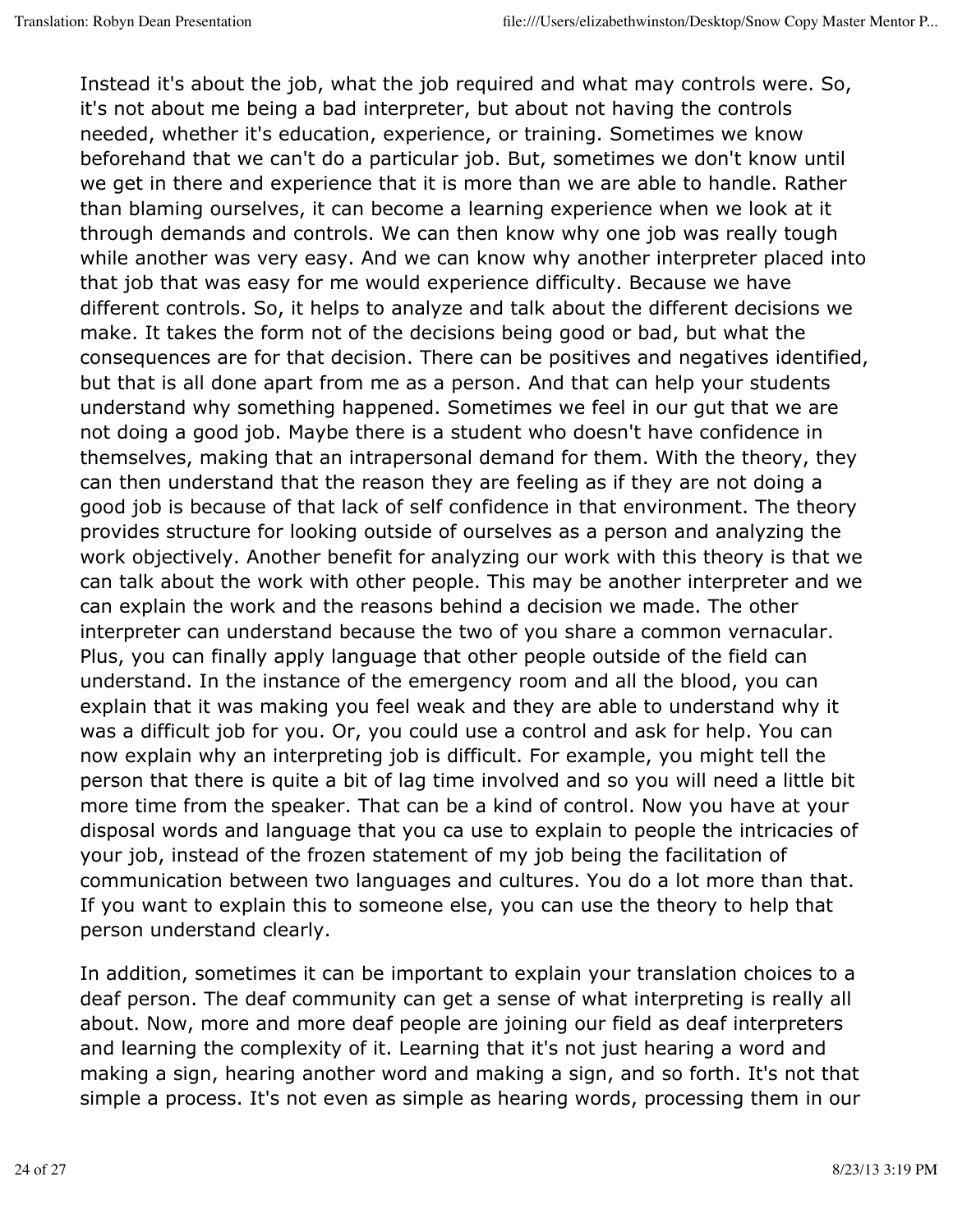Instead it's about the job, what the job required and what may controls were. So, it's not about me being a bad interpreter, but about not having the controls needed, whether it's education, experience, or training. Sometimes we know beforehand that we can't do a particular job. But, sometimes we don't know until we get in there and experience that it is more than we are able to handle. Rather than blaming ourselves, it can become a learning experience when we look at it through demands and controls. We can then know why one job was really tough while another was very easy. And we can know why another interpreter placed into that job that was easy for me would experience difficulty. Because we have different controls. So, it helps to analyze and talk about the different decisions we make. It takes the form not of the decisions being good or bad, but what the consequences are for that decision. There can be positives and negatives identified, but that is all done apart from me as a person. And that can help your students understand why something happened. Sometimes we feel in our gut that we are not doing a good job. Maybe there is a student who doesn't have confidence in themselves, making that an intrapersonal demand for them. With the theory, they can then understand that the reason they are feeling as if they are not doing a good job is because of that lack of self confidence in that environment. The theory provides structure for looking outside of ourselves as a person and analyzing the work objectively. Another benefit for analyzing our work with this theory is that we can talk about the work with other people. This may be another interpreter and we can explain the work and the reasons behind a decision we made. The other interpreter can understand because the two of you share a common vernacular. Plus, you can finally apply language that other people outside of the field can understand. In the instance of the emergency room and all the blood, you can explain that it was making you feel weak and they are able to understand why it was a difficult job for you. Or, you could use a control and ask for help. You can now explain why an interpreting job is difficult. For example, you might tell the person that there is quite a bit of lag time involved and so you will need a little bit more time from the speaker. That can be a kind of control. Now you have at your disposal words and language that you ca use to explain to people the intricacies of your job, instead of the frozen statement of my job being the facilitation of communication between two languages and cultures. You do a lot more than that. If you want to explain this to someone else, you can use the theory to help that person understand clearly.

In addition, sometimes it can be important to explain your translation choices to a deaf person. The deaf community can get a sense of what interpreting is really all about. Now, more and more deaf people are joining our field as deaf interpreters and learning the complexity of it. Learning that it's not just hearing a word and making a sign, hearing another word and making a sign, and so forth. It's not that simple a process. It's not even as simple as hearing words, processing them in our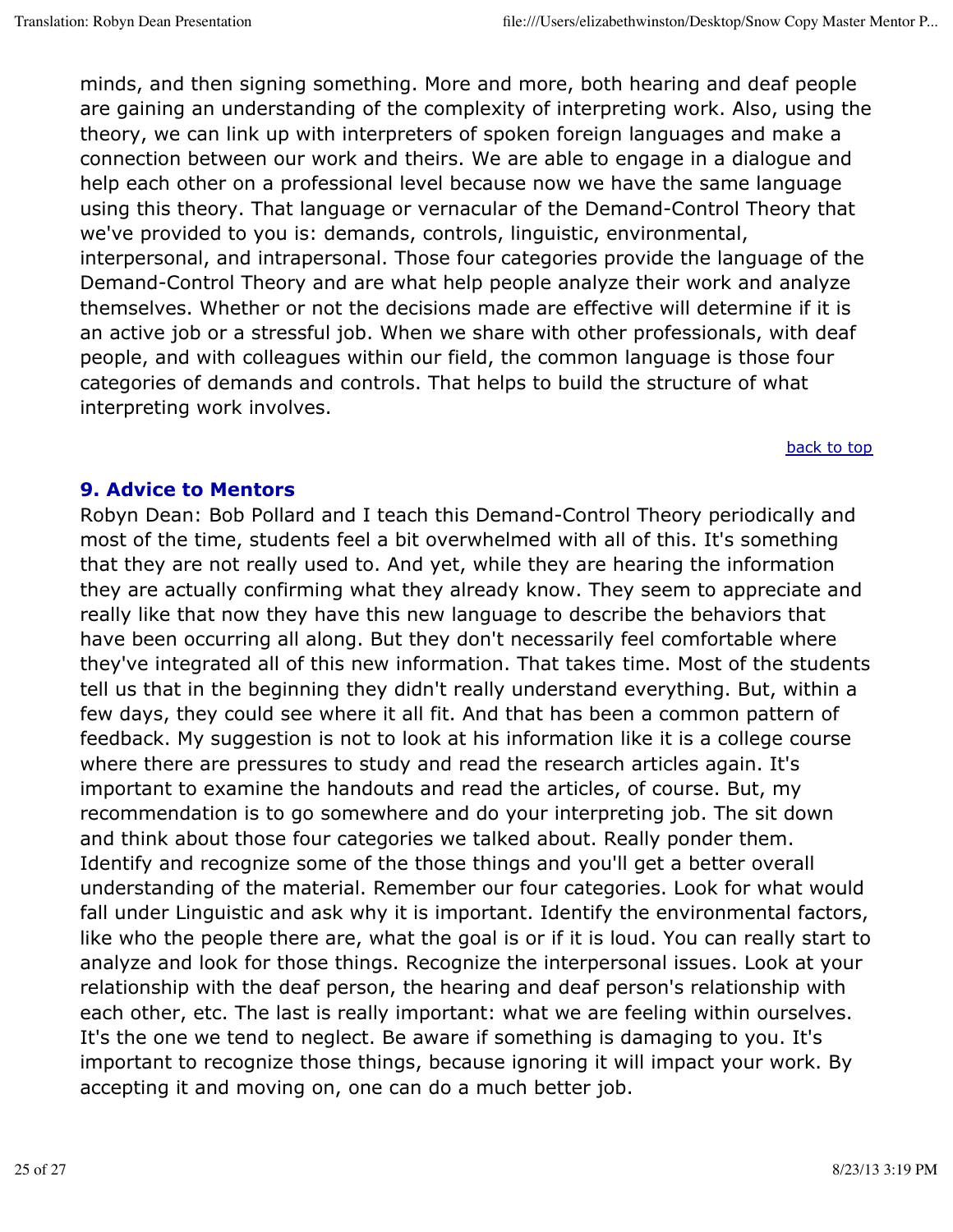minds, and then signing something. More and more, both hearing and deaf people are gaining an understanding of the complexity of interpreting work. Also, using the theory, we can link up with interpreters of spoken foreign languages and make a connection between our work and theirs. We are able to engage in a dialogue and help each other on a professional level because now we have the same language using this theory. That language or vernacular of the Demand-Control Theory that we've provided to you is: demands, controls, linguistic, environmental, interpersonal, and intrapersonal. Those four categories provide the language of the Demand-Control Theory and are what help people analyze their work and analyze themselves. Whether or not the decisions made are effective will determine if it is an active job or a stressful job. When we share with other professionals, with deaf people, and with colleagues within our field, the common language is those four categories of demands and controls. That helps to build the structure of what interpreting work involves.

back to top

## 9. Advice to Mentors

Robyn Dean: Bob Pollard and I teach this Demand-Control Theory periodically and most of the time, students feel a bit overwhelmed with all of this. It's something that they are not really used to. And yet, while they are hearing the information they are actually confirming what they already know. They seem to appreciate and really like that now they have this new language to describe the behaviors that have been occurring all along. But they don't necessarily feel comfortable where they've integrated all of this new information. That takes time. Most of the students tell us that in the beginning they didn't really understand everything. But, within a few days, they could see where it all fit. And that has been a common pattern of feedback. My suggestion is not to look at his information like it is a college course where there are pressures to study and read the research articles again. It's important to examine the handouts and read the articles, of course. But, my recommendation is to go somewhere and do your interpreting job. The sit down and think about those four categories we talked about. Really ponder them. Identify and recognize some of the those things and you'll get a better overall understanding of the material. Remember our four categories. Look for what would fall under Linguistic and ask why it is important. Identify the environmental factors, like who the people there are, what the goal is or if it is loud. You can really start to analyze and look for those things. Recognize the interpersonal issues. Look at your relationship with the deaf person, the hearing and deaf person's relationship with each other, etc. The last is really important: what we are feeling within ourselves. It's the one we tend to neglect. Be aware if something is damaging to you. It's important to recognize those things, because ignoring it will impact your work. By accepting it and moving on, one can do a much better job.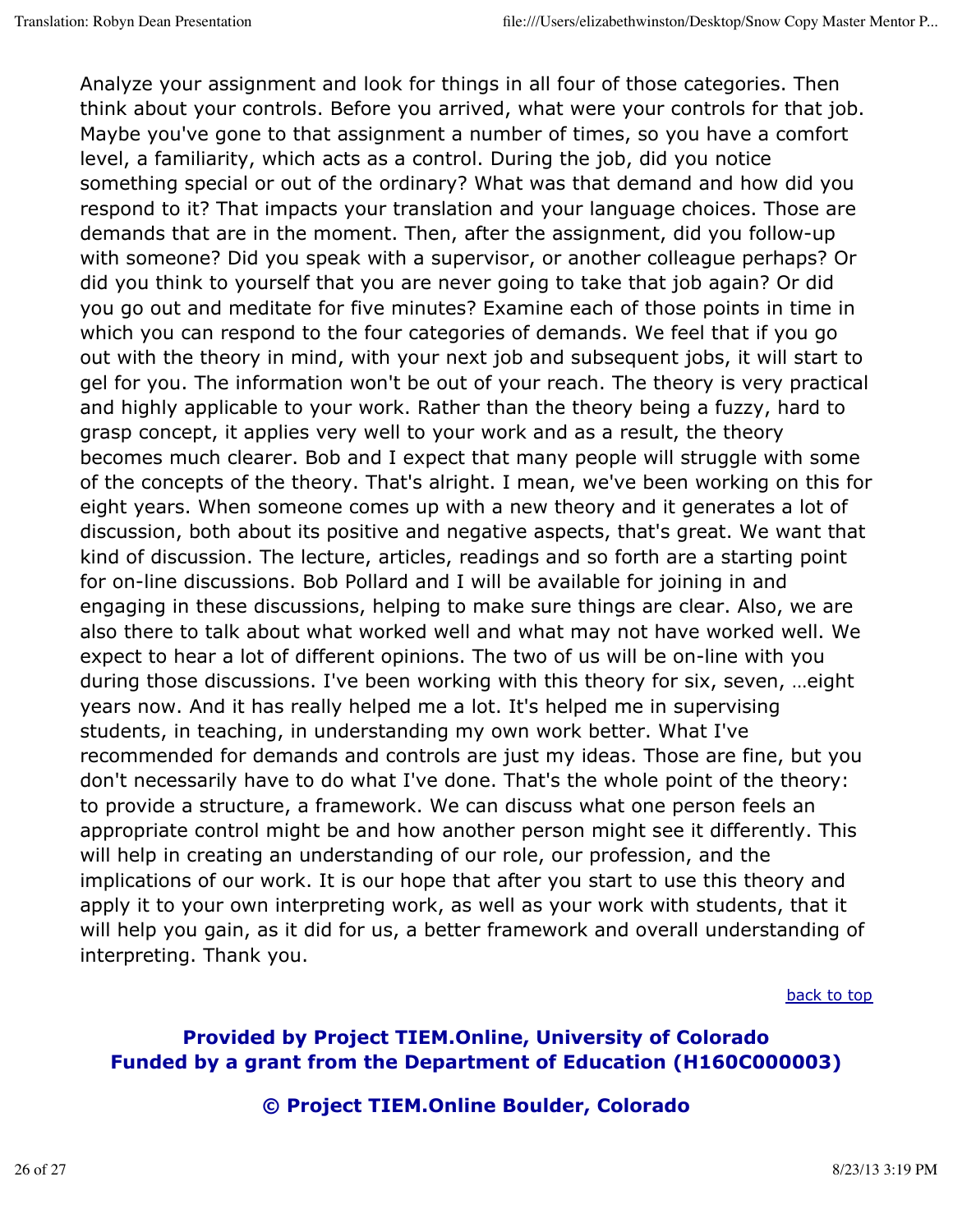Analyze your assignment and look for things in all four of those categories. Then think about your controls. Before you arrived, what were your controls for that job. Maybe you've gone to that assignment a number of times, so you have a comfort level, a familiarity, which acts as a control. During the job, did you notice something special or out of the ordinary? What was that demand and how did you respond to it? That impacts your translation and your language choices. Those are demands that are in the moment. Then, after the assignment, did you follow-up with someone? Did you speak with a supervisor, or another colleague perhaps? Or did you think to yourself that you are never going to take that job again? Or did you go out and meditate for five minutes? Examine each of those points in time in which you can respond to the four categories of demands. We feel that if you go out with the theory in mind, with your next job and subsequent jobs, it will start to gel for you. The information won't be out of your reach. The theory is very practical and highly applicable to your work. Rather than the theory being a fuzzy, hard to grasp concept, it applies very well to your work and as a result, the theory becomes much clearer. Bob and I expect that many people will struggle with some of the concepts of the theory. That's alright. I mean, we've been working on this for eight years. When someone comes up with a new theory and it generates a lot of discussion, both about its positive and negative aspects, that's great. We want that kind of discussion. The lecture, articles, readings and so forth are a starting point for on-line discussions. Bob Pollard and I will be available for joining in and engaging in these discussions, helping to make sure things are clear. Also, we are also there to talk about what worked well and what may not have worked well. We expect to hear a lot of different opinions. The two of us will be on-line with you during those discussions. I've been working with this theory for six, seven, …eight years now. And it has really helped me a lot. It's helped me in supervising students, in teaching, in understanding my own work better. What I've recommended for demands and controls are just my ideas. Those are fine, but you don't necessarily have to do what I've done. That's the whole point of the theory: to provide a structure, a framework. We can discuss what one person feels an appropriate control might be and how another person might see it differently. This will help in creating an understanding of our role, our profession, and the implications of our work. It is our hope that after you start to use this theory and apply it to your own interpreting work, as well as your work with students, that it will help you gain, as it did for us, a better framework and overall understanding of interpreting. Thank you.

back to top

**Provided by Project TIEM.Online, University of Colorado**
**Funded by a grant from the Department of Education (H160C000003)**

**© Project TIEM.Online Boulder, Colorado**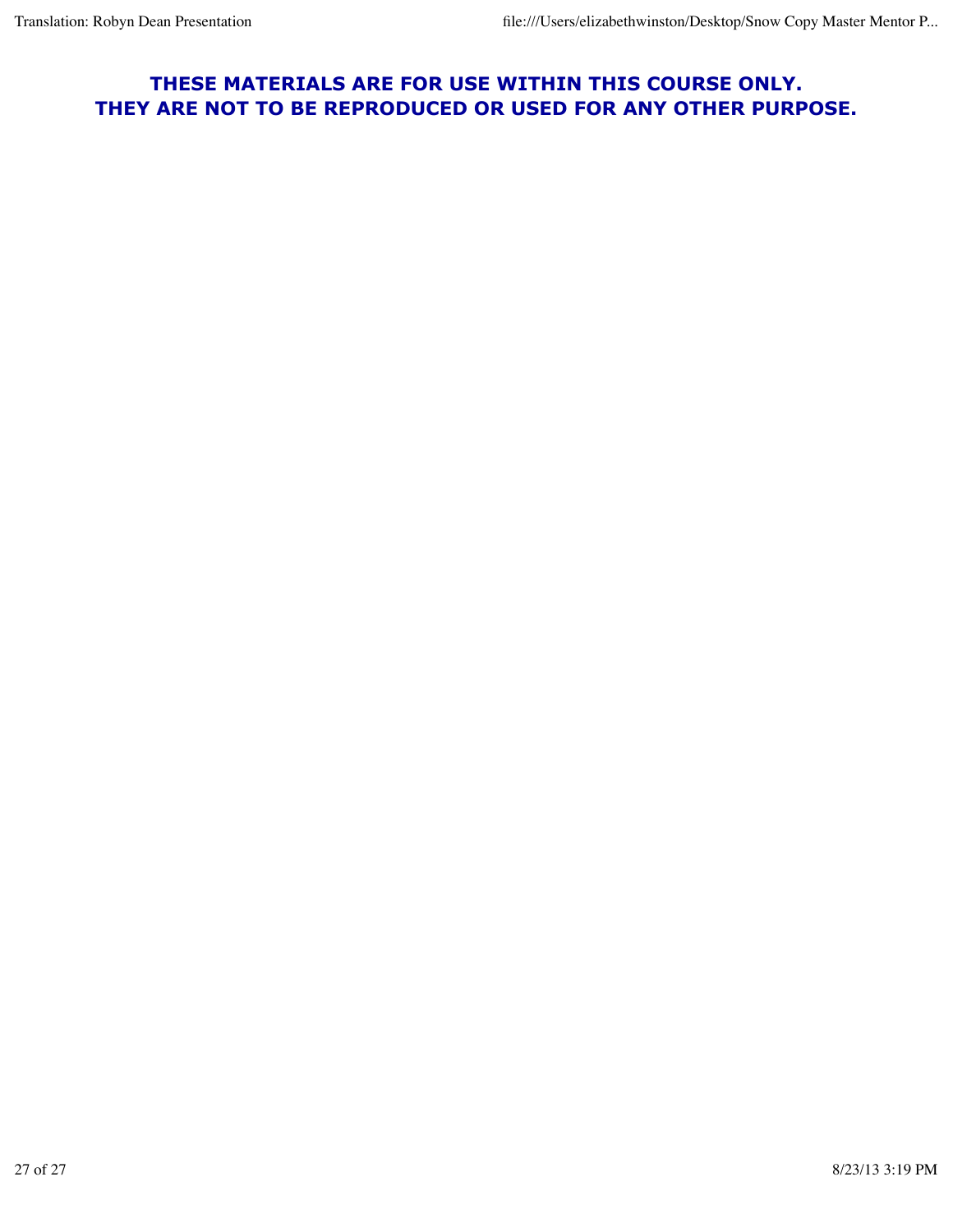**THESE MATERIALS ARE FOR USE WITHIN THIS COURSE ONLY.**
**THEY ARE NOT TO BE REPRODUCED OR USED FOR ANY OTHER PURPOSE.**